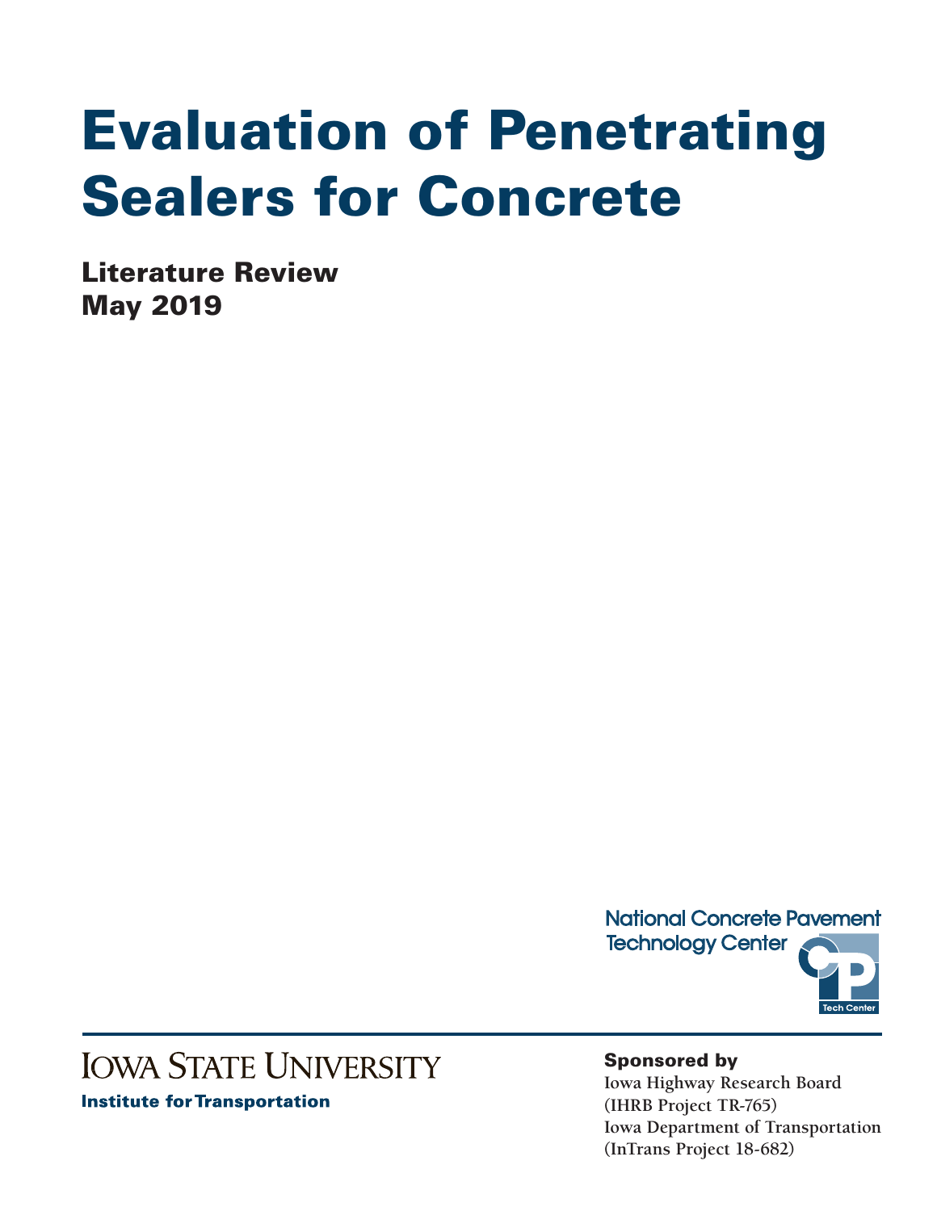# Evaluation of Penetrating Sealers for Concrete

**Literature Review**
**May 2019**

National Concrete Pavement Technology Center

Tech Center

Iowa State University

Institute for Transportation

**Sponsored by**

Iowa Highway Research Board
(IHRB Project TR-765)
Iowa Department of Transportation
(InTrans Project 18-682)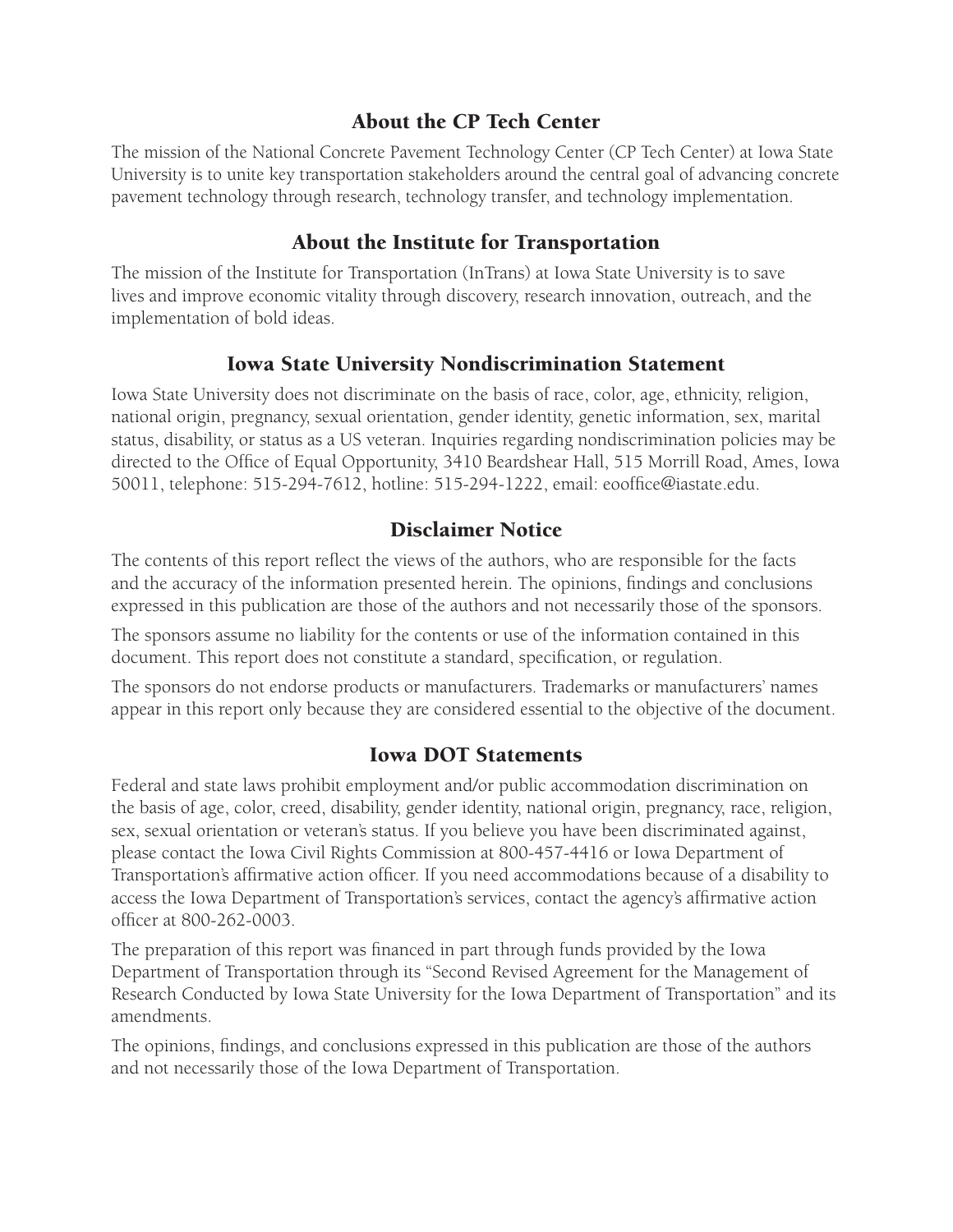## About the CP Tech Center

The mission of the National Concrete Pavement Technology Center (CP Tech Center) at Iowa State University is to unite key transportation stakeholders around the central goal of advancing concrete pavement technology through research, technology transfer, and technology implementation.

## About the Institute for Transportation

The mission of the Institute for Transportation (InTrans) at Iowa State University is to save lives and improve economic vitality through discovery, research innovation, outreach, and the implementation of bold ideas.

## Iowa State University Nondiscrimination Statement

Iowa State University does not discriminate on the basis of race, color, age, ethnicity, religion, national origin, pregnancy, sexual orientation, gender identity, genetic information, sex, marital status, disability, or status as a US veteran. Inquiries regarding nondiscrimination policies may be directed to the Office of Equal Opportunity, 3410 Beardshear Hall, 515 Morrill Road, Ames, Iowa 50011, telephone: 515-294-7612, hotline: 515-294-1222, email: eooffice@iastate.edu.

## Disclaimer Notice

The contents of this report reflect the views of the authors, who are responsible for the facts and the accuracy of the information presented herein. The opinions, findings and conclusions expressed in this publication are those of the authors and not necessarily those of the sponsors.

The sponsors assume no liability for the contents or use of the information contained in this document. This report does not constitute a standard, specification, or regulation.

The sponsors do not endorse products or manufacturers. Trademarks or manufacturers' names appear in this report only because they are considered essential to the objective of the document.

## Iowa DOT Statements

Federal and state laws prohibit employment and/or public accommodation discrimination on the basis of age, color, creed, disability, gender identity, national origin, pregnancy, race, religion, sex, sexual orientation or veteran's status. If you believe you have been discriminated against, please contact the Iowa Civil Rights Commission at 800-457-4416 or Iowa Department of Transportation's affirmative action officer. If you need accommodations because of a disability to access the Iowa Department of Transportation's services, contact the agency's affirmative action officer at 800-262-0003.

The preparation of this report was financed in part through funds provided by the Iowa Department of Transportation through its "Second Revised Agreement for the Management of Research Conducted by Iowa State University for the Iowa Department of Transportation" and its amendments.

The opinions, findings, and conclusions expressed in this publication are those of the authors and not necessarily those of the Iowa Department of Transportation.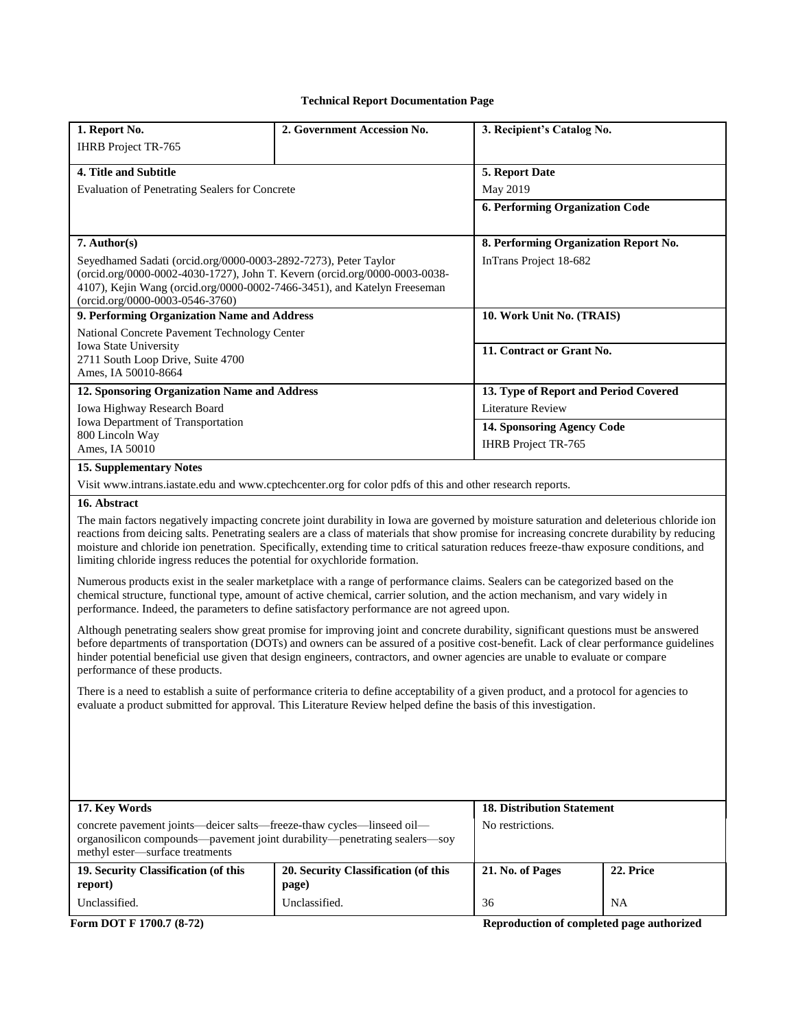**Technical Report Documentation Page**

| 1. Report No. | 2. Government Accession No. | 3. Recipient's Catalog No. | |
|---|---|---|---|
| IHRB Project TR-765 | | | |
| **4. Title and Subtitle** | | **5. Report Date** | |
| Evaluation of Penetrating Sealers for Concrete | | May 2019 | |
| | | **6. Performing Organization Code** | |
| **7. Author(s)** | | **8. Performing Organization Report No.** | |
| Seyedhamed Sadati (orcid.org/0000-0003-2892-7273), Peter Taylor (orcid.org/0000-0002-4030-1727), John T. Kevern (orcid.org/0000-0003-0038-4107), Kejin Wang (orcid.org/0000-0002-7466-3451), and Katelyn Freeseman (orcid.org/0000-0003-0546-3760) | | InTrans Project 18-682 | |
| **9. Performing Organization Name and Address** | | **10. Work Unit No. (TRAIS)** | |
| National Concrete Pavement Technology Center<br>Iowa State University<br>2711 South Loop Drive, Suite 4700<br>Ames, IA 50010-8664 | | **11. Contract or Grant No.** | |
| **12. Sponsoring Organization Name and Address** | | **13. Type of Report and Period Covered** | |
| Iowa Highway Research Board<br>Iowa Department of Transportation<br>800 Lincoln Way<br>Ames, IA 50010 | | Literature Review | |
| | | **14. Sponsoring Agency Code** | |
| | | IHRB Project TR-765 | |

**15. Supplementary Notes**

Visit www.intrans.iastate.edu and www.cptechcenter.org for color pdfs of this and other research reports.

**16. Abstract**

The main factors negatively impacting concrete joint durability in Iowa are governed by moisture saturation and deleterious chloride ion reactions from deicing salts. Penetrating sealers are a class of materials that show promise for increasing concrete durability by reducing moisture and chloride ion penetration. Specifically, extending time to critical saturation reduces freeze-thaw exposure conditions, and limiting chloride ingress reduces the potential for oxychloride formation.

Numerous products exist in the sealer marketplace with a range of performance claims. Sealers can be categorized based on the chemical structure, functional type, amount of active chemical, carrier solution, and the action mechanism, and vary widely in performance. Indeed, the parameters to define satisfactory performance are not agreed upon.

Although penetrating sealers show great promise for improving joint and concrete durability, significant questions must be answered before departments of transportation (DOTs) and owners can be assured of a positive cost-benefit. Lack of clear performance guidelines hinder potential beneficial use given that design engineers, contractors, and owner agencies are unable to evaluate or compare performance of these products.

There is a need to establish a suite of performance criteria to define acceptability of a given product, and a protocol for agencies to evaluate a product submitted for approval. This Literature Review helped define the basis of this investigation.

| 17. Key Words | | 18. Distribution Statement | |
|---|---|---|---|
| concrete pavement joints—deicer salts—freeze-thaw cycles—linseed oil—organosilicon compounds—pavement joint durability—penetrating sealers—soy methyl ester—surface treatments | | No restrictions. | |
| **19. Security Classification (of this report)** | **20. Security Classification (of this page)** | **21. No. of Pages** | **22. Price** |
| Unclassified. | Unclassified. | 36 | NA |

**Form DOT F 1700.7 (8-72)** **Reproduction of completed page authorized**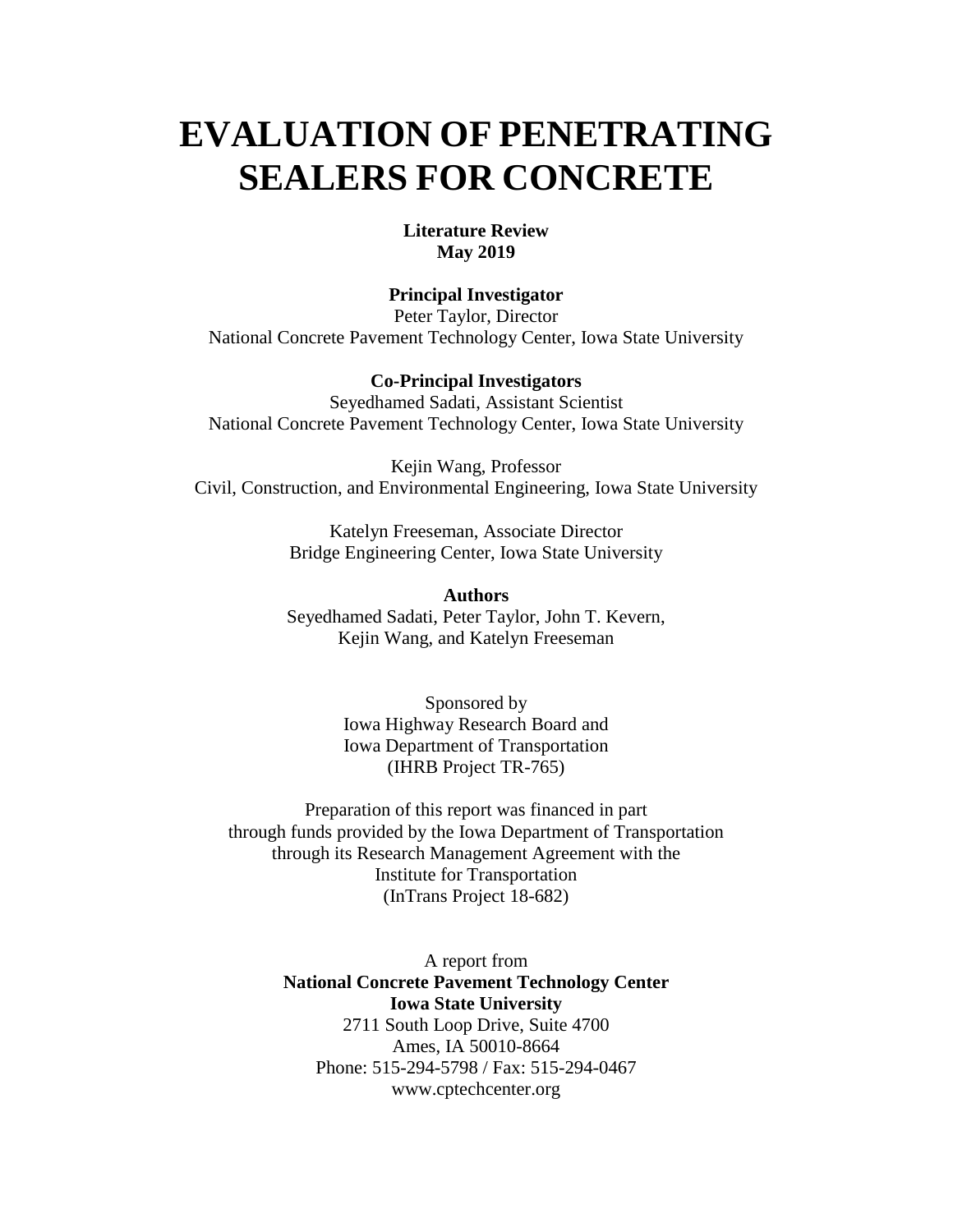# EVALUATION OF PENETRATING SEALERS FOR CONCRETE

**Literature Review**
**May 2019**

**Principal Investigator**
Peter Taylor, Director
National Concrete Pavement Technology Center, Iowa State University

**Co-Principal Investigators**
Seyedhamed Sadati, Assistant Scientist
National Concrete Pavement Technology Center, Iowa State University

Kejin Wang, Professor
Civil, Construction, and Environmental Engineering, Iowa State University

Katelyn Freeseman, Associate Director
Bridge Engineering Center, Iowa State University

**Authors**
Seyedhamed Sadati, Peter Taylor, John T. Kevern,
Kejin Wang, and Katelyn Freeseman

Sponsored by
Iowa Highway Research Board and
Iowa Department of Transportation
(IHRB Project TR-765)

Preparation of this report was financed in part
through funds provided by the Iowa Department of Transportation
through its Research Management Agreement with the
Institute for Transportation
(InTrans Project 18-682)

A report from
**National Concrete Pavement Technology Center**
**Iowa State University**
2711 South Loop Drive, Suite 4700
Ames, IA 50010-8664
Phone: 515-294-5798 / Fax: 515-294-0467
www.cptechcenter.org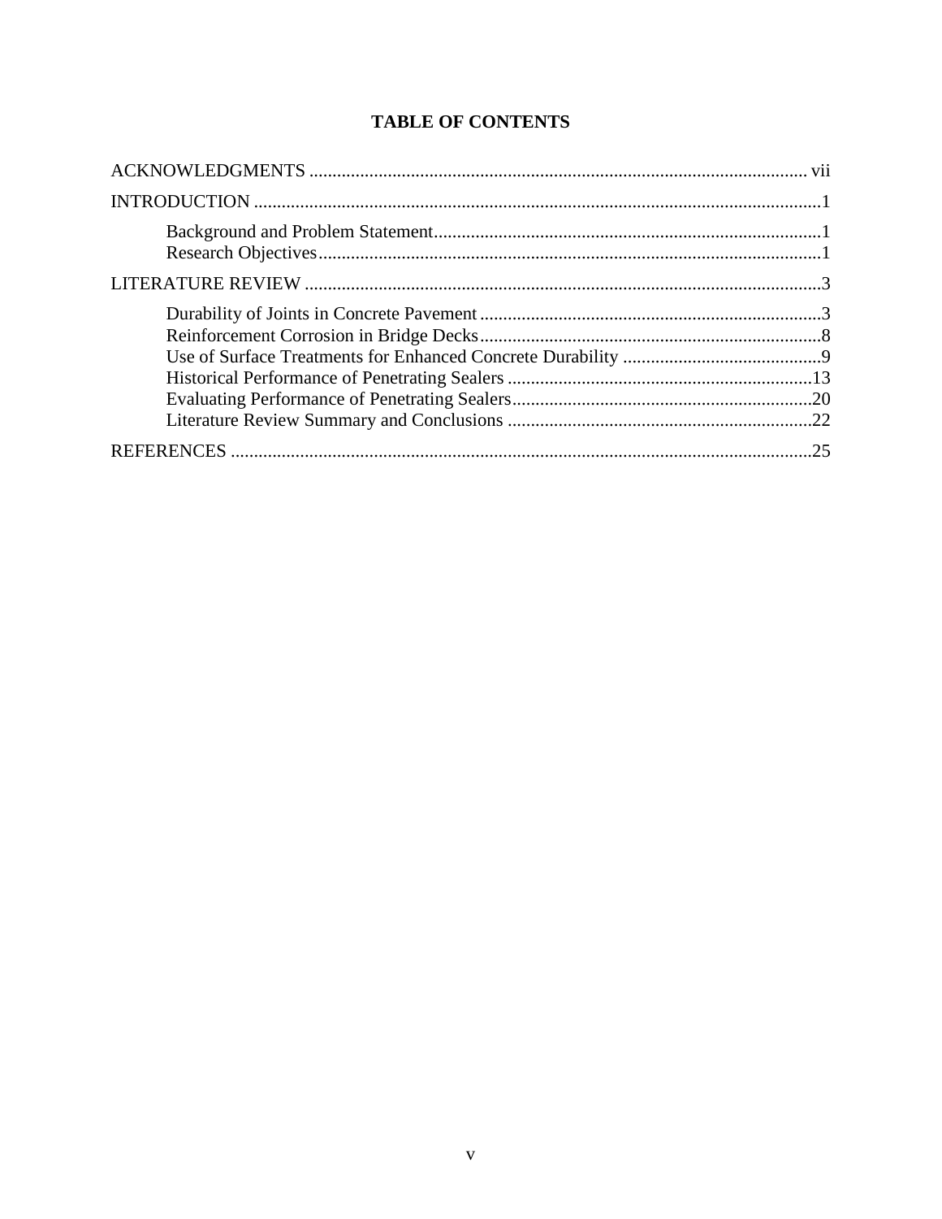# TABLE OF CONTENTS

ACKNOWLEDGMENTS ........ vii

INTRODUCTION ........ 1

- Background and Problem Statement ........ 1
- Research Objectives ........ 1

LITERATURE REVIEW ........ 3

- Durability of Joints in Concrete Pavement ........ 3
- Reinforcement Corrosion in Bridge Decks ........ 8
- Use of Surface Treatments for Enhanced Concrete Durability ........ 9
- Historical Performance of Penetrating Sealers ........ 13
- Evaluating Performance of Penetrating Sealers ........ 20
- Literature Review Summary and Conclusions ........ 22

REFERENCES ........ 25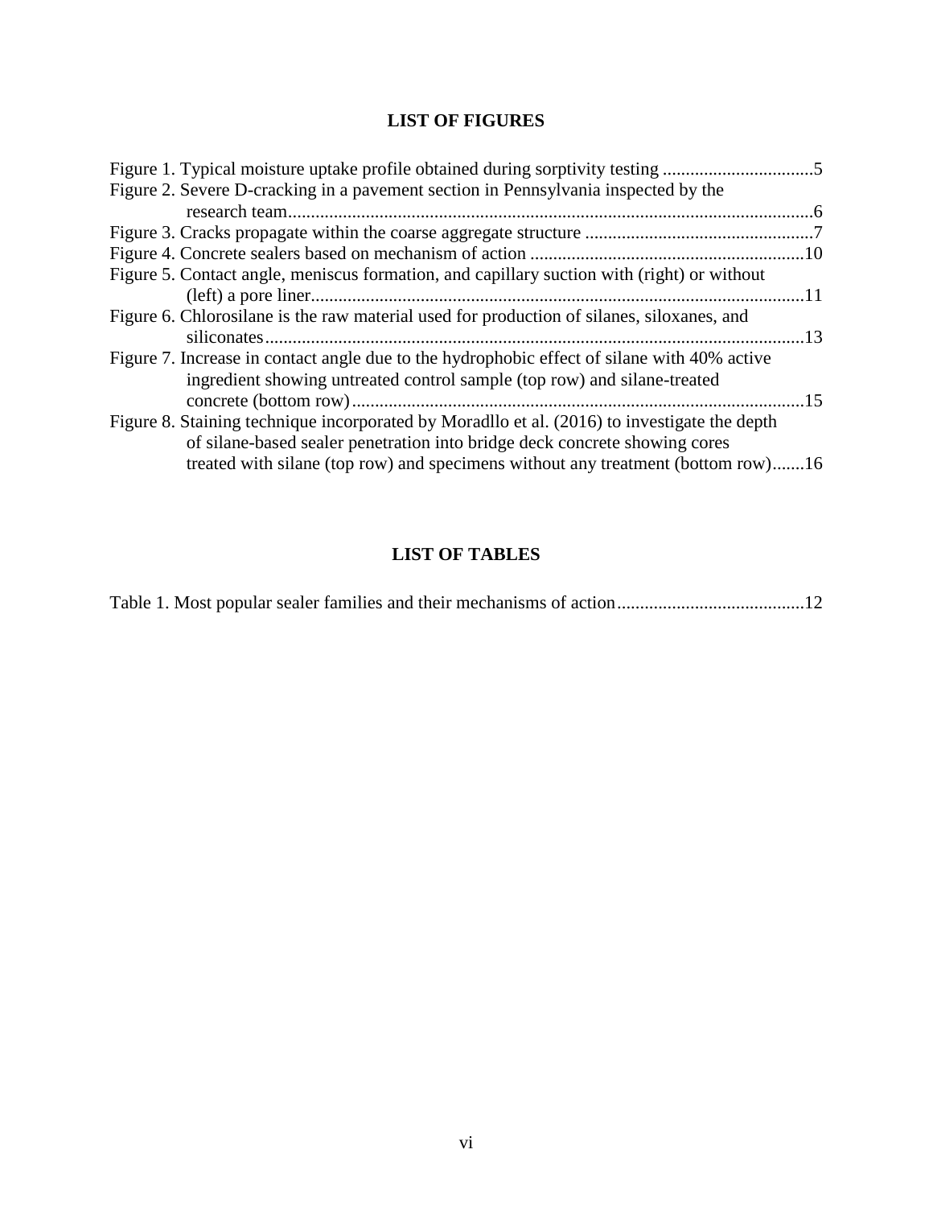## LIST OF FIGURES

Figure 1. Typical moisture uptake profile obtained during sorptivity testing .................................5

Figure 2. Severe D-cracking in a pavement section in Pennsylvania inspected by the research team..................................................................................................................6

Figure 3. Cracks propagate within the coarse aggregate structure ..................................................7

Figure 4. Concrete sealers based on mechanism of action ............................................................10

Figure 5. Contact angle, meniscus formation, and capillary suction with (right) or without (left) a pore liner............................................................................................................11

Figure 6. Chlorosilane is the raw material used for production of silanes, siloxanes, and siliconates......................................................................................................................13

Figure 7. Increase in contact angle due to the hydrophobic effect of silane with 40% active ingredient showing untreated control sample (top row) and silane-treated concrete (bottom row)...................................................................................................15

Figure 8. Staining technique incorporated by Moradllo et al. (2016) to investigate the depth of silane-based sealer penetration into bridge deck concrete showing cores treated with silane (top row) and specimens without any treatment (bottom row).......16

## LIST OF TABLES

Table 1. Most popular sealer families and their mechanisms of action.........................................12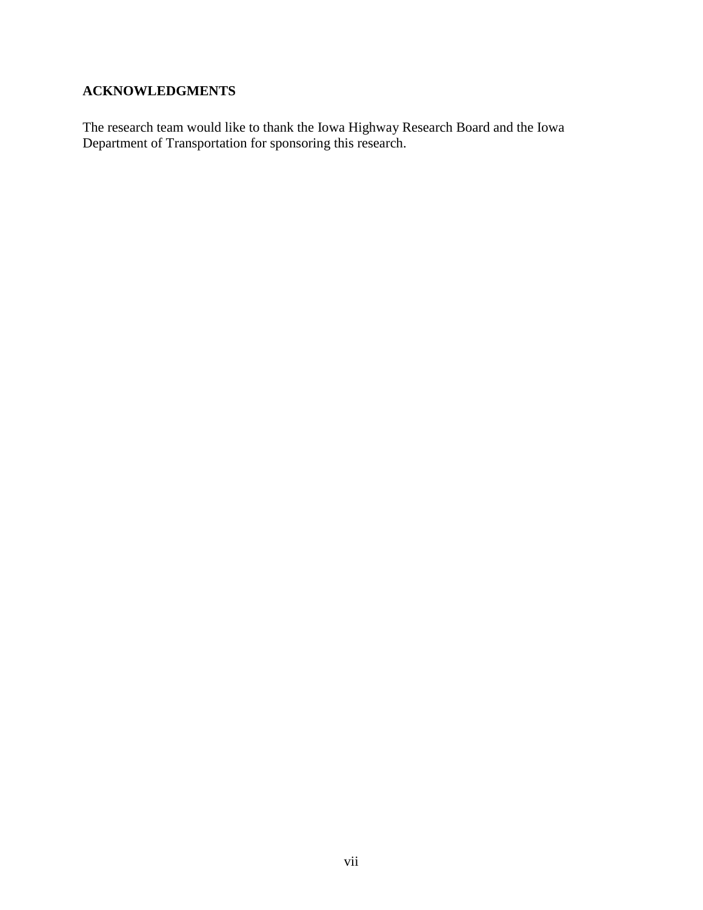## ACKNOWLEDGMENTS

The research team would like to thank the Iowa Highway Research Board and the Iowa Department of Transportation for sponsoring this research.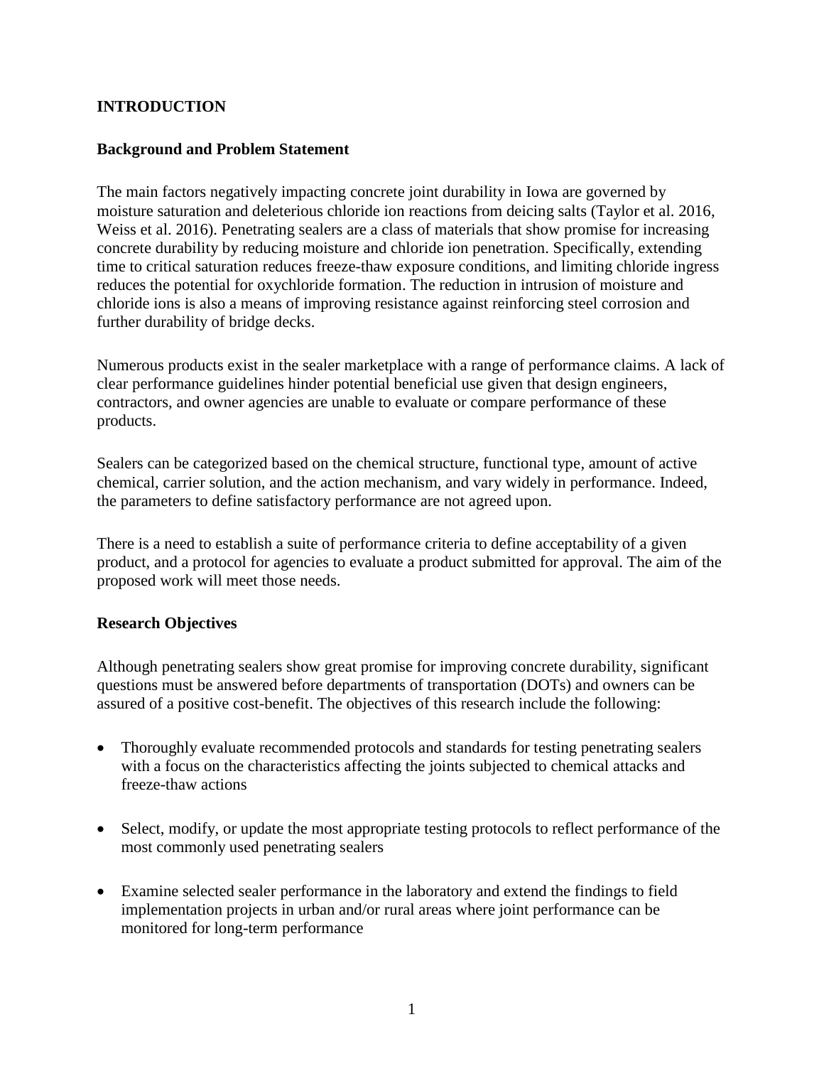# INTRODUCTION

## Background and Problem Statement

The main factors negatively impacting concrete joint durability in Iowa are governed by moisture saturation and deleterious chloride ion reactions from deicing salts (Taylor et al. 2016, Weiss et al. 2016). Penetrating sealers are a class of materials that show promise for increasing concrete durability by reducing moisture and chloride ion penetration. Specifically, extending time to critical saturation reduces freeze-thaw exposure conditions, and limiting chloride ingress reduces the potential for oxychloride formation. The reduction in intrusion of moisture and chloride ions is also a means of improving resistance against reinforcing steel corrosion and further durability of bridge decks.

Numerous products exist in the sealer marketplace with a range of performance claims. A lack of clear performance guidelines hinder potential beneficial use given that design engineers, contractors, and owner agencies are unable to evaluate or compare performance of these products.

Sealers can be categorized based on the chemical structure, functional type, amount of active chemical, carrier solution, and the action mechanism, and vary widely in performance. Indeed, the parameters to define satisfactory performance are not agreed upon.

There is a need to establish a suite of performance criteria to define acceptability of a given product, and a protocol for agencies to evaluate a product submitted for approval. The aim of the proposed work will meet those needs.

## Research Objectives

Although penetrating sealers show great promise for improving concrete durability, significant questions must be answered before departments of transportation (DOTs) and owners can be assured of a positive cost-benefit. The objectives of this research include the following:

- Thoroughly evaluate recommended protocols and standards for testing penetrating sealers with a focus on the characteristics affecting the joints subjected to chemical attacks and freeze-thaw actions
- Select, modify, or update the most appropriate testing protocols to reflect performance of the most commonly used penetrating sealers
- Examine selected sealer performance in the laboratory and extend the findings to field implementation projects in urban and/or rural areas where joint performance can be monitored for long-term performance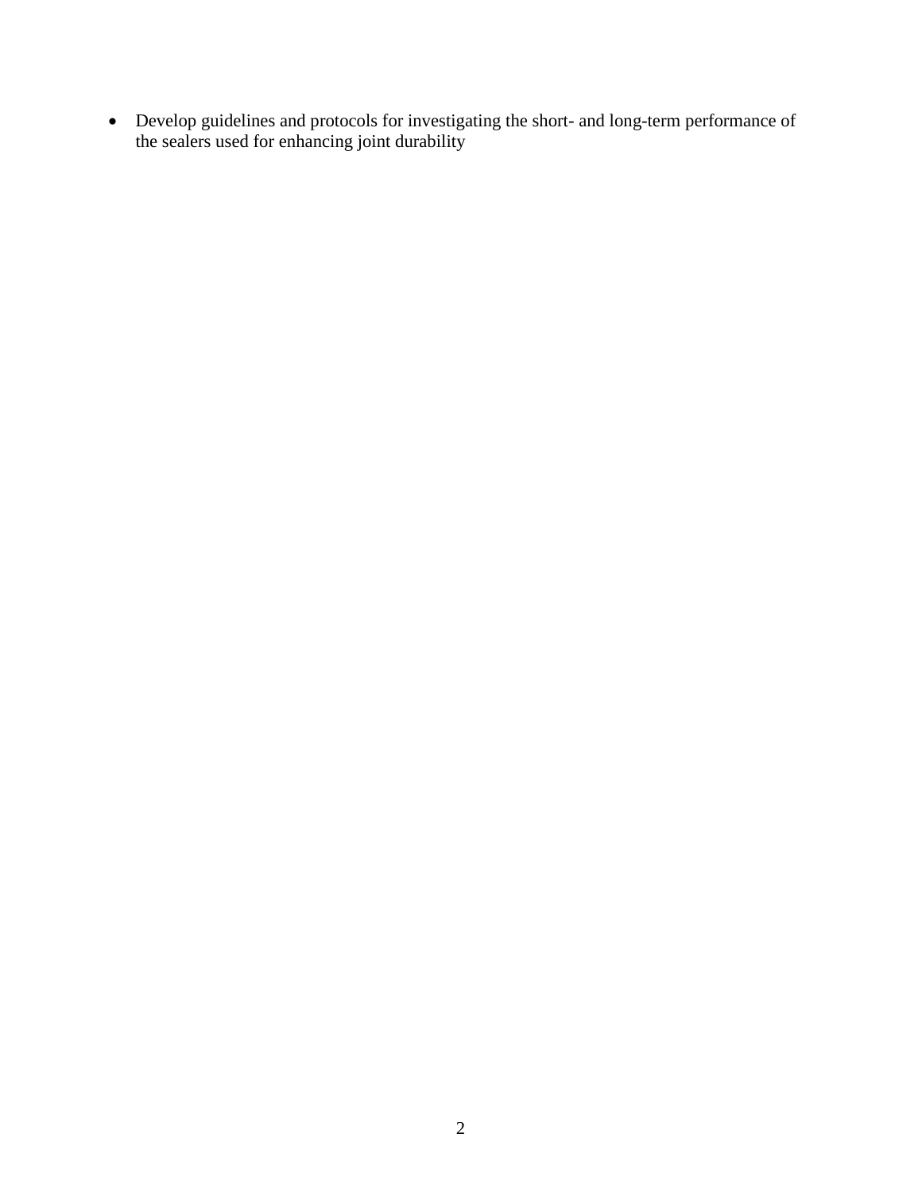- Develop guidelines and protocols for investigating the short- and long-term performance of the sealers used for enhancing joint durability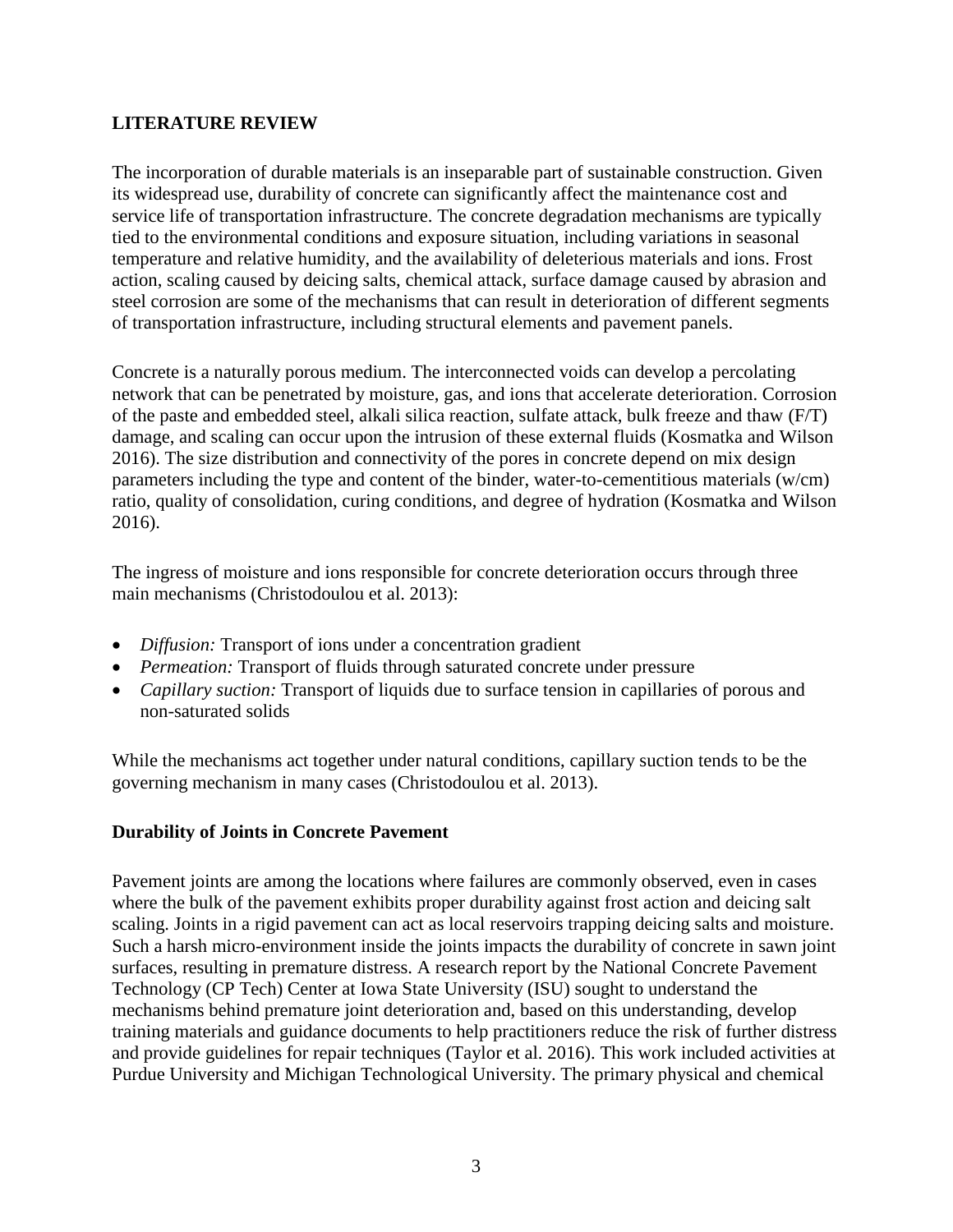## LITERATURE REVIEW

The incorporation of durable materials is an inseparable part of sustainable construction. Given its widespread use, durability of concrete can significantly affect the maintenance cost and service life of transportation infrastructure. The concrete degradation mechanisms are typically tied to the environmental conditions and exposure situation, including variations in seasonal temperature and relative humidity, and the availability of deleterious materials and ions. Frost action, scaling caused by deicing salts, chemical attack, surface damage caused by abrasion and steel corrosion are some of the mechanisms that can result in deterioration of different segments of transportation infrastructure, including structural elements and pavement panels.

Concrete is a naturally porous medium. The interconnected voids can develop a percolating network that can be penetrated by moisture, gas, and ions that accelerate deterioration. Corrosion of the paste and embedded steel, alkali silica reaction, sulfate attack, bulk freeze and thaw (F/T) damage, and scaling can occur upon the intrusion of these external fluids (Kosmatka and Wilson 2016). The size distribution and connectivity of the pores in concrete depend on mix design parameters including the type and content of the binder, water-to-cementitious materials (w/cm) ratio, quality of consolidation, curing conditions, and degree of hydration (Kosmatka and Wilson 2016).

The ingress of moisture and ions responsible for concrete deterioration occurs through three main mechanisms (Christodoulou et al. 2013):

- *Diffusion:* Transport of ions under a concentration gradient
- *Permeation:* Transport of fluids through saturated concrete under pressure
- *Capillary suction:* Transport of liquids due to surface tension in capillaries of porous and non-saturated solids

While the mechanisms act together under natural conditions, capillary suction tends to be the governing mechanism in many cases (Christodoulou et al. 2013).

### Durability of Joints in Concrete Pavement

Pavement joints are among the locations where failures are commonly observed, even in cases where the bulk of the pavement exhibits proper durability against frost action and deicing salt scaling. Joints in a rigid pavement can act as local reservoirs trapping deicing salts and moisture. Such a harsh micro-environment inside the joints impacts the durability of concrete in sawn joint surfaces, resulting in premature distress. A research report by the National Concrete Pavement Technology (CP Tech) Center at Iowa State University (ISU) sought to understand the mechanisms behind premature joint deterioration and, based on this understanding, develop training materials and guidance documents to help practitioners reduce the risk of further distress and provide guidelines for repair techniques (Taylor et al. 2016). This work included activities at Purdue University and Michigan Technological University. The primary physical and chemical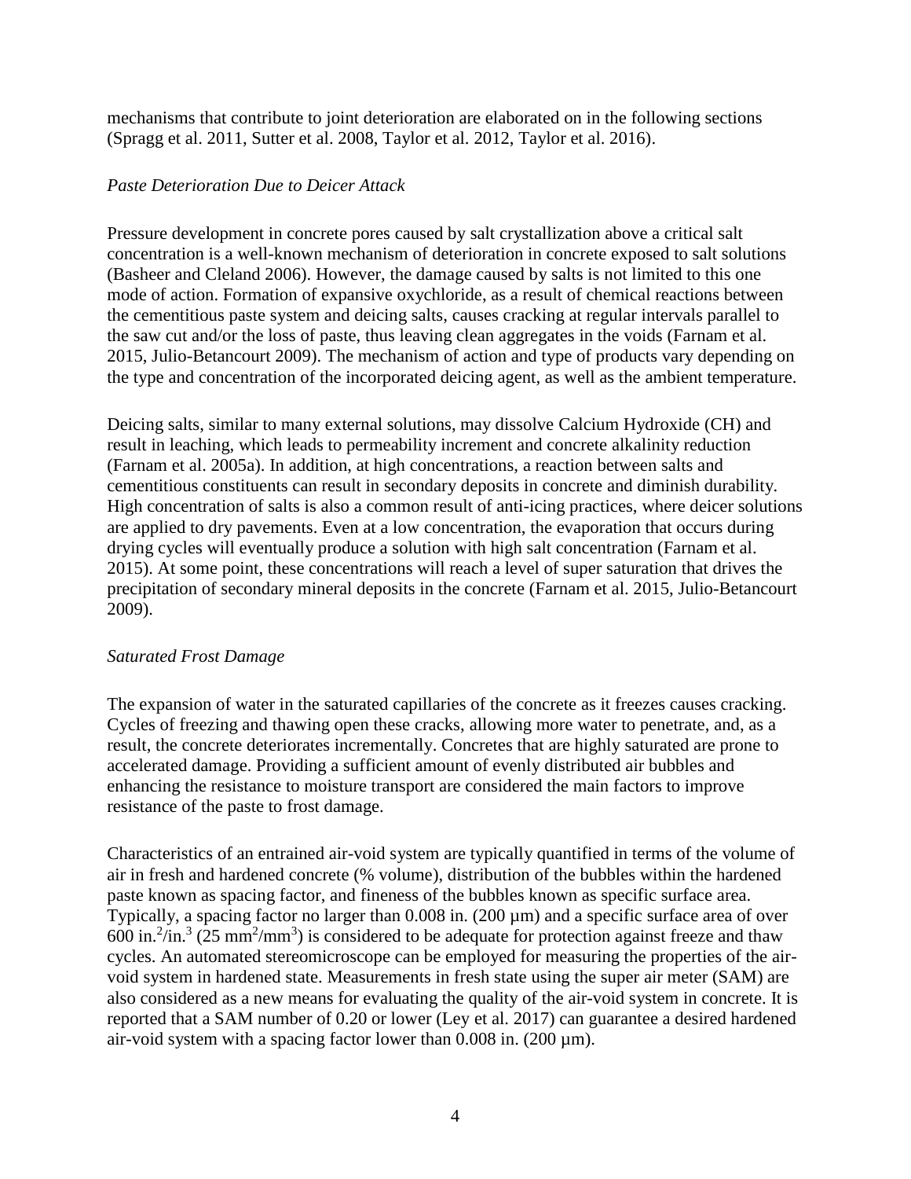mechanisms that contribute to joint deterioration are elaborated on in the following sections (Spragg et al. 2011, Sutter et al. 2008, Taylor et al. 2012, Taylor et al. 2016).

*Paste Deterioration Due to Deicer Attack*

Pressure development in concrete pores caused by salt crystallization above a critical salt concentration is a well-known mechanism of deterioration in concrete exposed to salt solutions (Basheer and Cleland 2006). However, the damage caused by salts is not limited to this one mode of action. Formation of expansive oxychloride, as a result of chemical reactions between the cementitious paste system and deicing salts, causes cracking at regular intervals parallel to the saw cut and/or the loss of paste, thus leaving clean aggregates in the voids (Farnam et al. 2015, Julio-Betancourt 2009). The mechanism of action and type of products vary depending on the type and concentration of the incorporated deicing agent, as well as the ambient temperature.

Deicing salts, similar to many external solutions, may dissolve Calcium Hydroxide (CH) and result in leaching, which leads to permeability increment and concrete alkalinity reduction (Farnam et al. 2005a). In addition, at high concentrations, a reaction between salts and cementitious constituents can result in secondary deposits in concrete and diminish durability. High concentration of salts is also a common result of anti-icing practices, where deicer solutions are applied to dry pavements. Even at a low concentration, the evaporation that occurs during drying cycles will eventually produce a solution with high salt concentration (Farnam et al. 2015). At some point, these concentrations will reach a level of super saturation that drives the precipitation of secondary mineral deposits in the concrete (Farnam et al. 2015, Julio-Betancourt 2009).

*Saturated Frost Damage*

The expansion of water in the saturated capillaries of the concrete as it freezes causes cracking. Cycles of freezing and thawing open these cracks, allowing more water to penetrate, and, as a result, the concrete deteriorates incrementally. Concretes that are highly saturated are prone to accelerated damage. Providing a sufficient amount of evenly distributed air bubbles and enhancing the resistance to moisture transport are considered the main factors to improve resistance of the paste to frost damage.

Characteristics of an entrained air-void system are typically quantified in terms of the volume of air in fresh and hardened concrete (% volume), distribution of the bubbles within the hardened paste known as spacing factor, and fineness of the bubbles known as specific surface area. Typically, a spacing factor no larger than 0.008 in. (200 µm) and a specific surface area of over 600 in.$^2$/in.$^3$ (25 mm$^2$/mm$^3$) is considered to be adequate for protection against freeze and thaw cycles. An automated stereomicroscope can be employed for measuring the properties of the air-void system in hardened state. Measurements in fresh state using the super air meter (SAM) are also considered as a new means for evaluating the quality of the air-void system in concrete. It is reported that a SAM number of 0.20 or lower (Ley et al. 2017) can guarantee a desired hardened air-void system with a spacing factor lower than 0.008 in. (200 µm).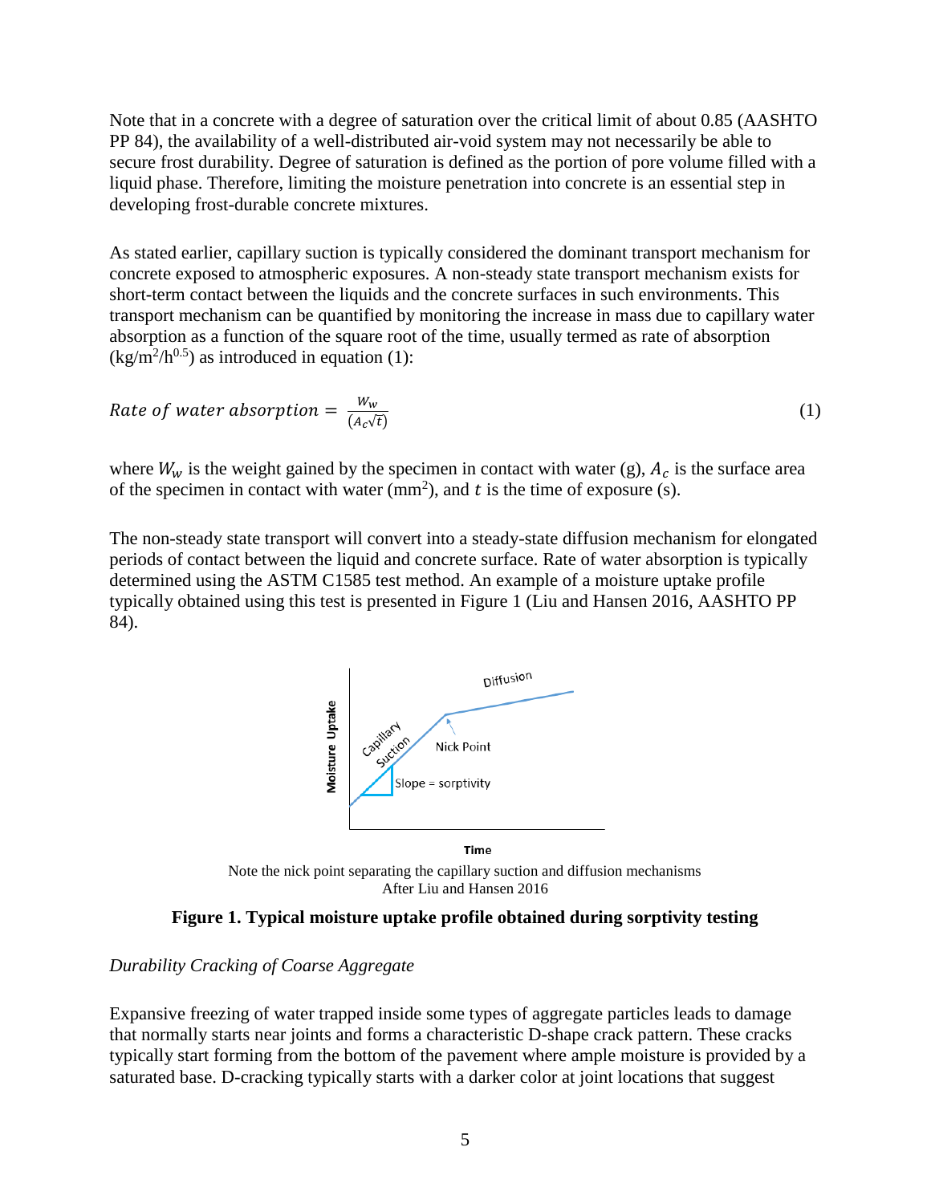Note that in a concrete with a degree of saturation over the critical limit of about 0.85 (AASHTO PP 84), the availability of a well-distributed air-void system may not necessarily be able to secure frost durability. Degree of saturation is defined as the portion of pore volume filled with a liquid phase. Therefore, limiting the moisture penetration into concrete is an essential step in developing frost-durable concrete mixtures.

As stated earlier, capillary suction is typically considered the dominant transport mechanism for concrete exposed to atmospheric exposures. A non-steady state transport mechanism exists for short-term contact between the liquids and the concrete surfaces in such environments. This transport mechanism can be quantified by monitoring the increase in mass due to capillary water absorption as a function of the square root of the time, usually termed as rate of absorption ($kg/m^2/h^{0.5}$) as introduced in equation (1):

$$Rate\ of\ water\ absorption = \frac{W_w}{(A_c\sqrt{t})} \tag{1}$$

where $W_w$ is the weight gained by the specimen in contact with water (g), $A_c$ is the surface area of the specimen in contact with water ($mm^2$), and $t$ is the time of exposure (s).

The non-steady state transport will convert into a steady-state diffusion mechanism for elongated periods of contact between the liquid and concrete surface. Rate of water absorption is typically determined using the ASTM C1585 test method. An example of a moisture uptake profile typically obtained using this test is presented in Figure 1 (Liu and Hansen 2016, AASHTO PP 84).

Note the nick point separating the capillary suction and diffusion mechanisms
After Liu and Hansen 2016

**Figure 1. Typical moisture uptake profile obtained during sorptivity testing**

*Durability Cracking of Coarse Aggregate*

Expansive freezing of water trapped inside some types of aggregate particles leads to damage that normally starts near joints and forms a characteristic D-shape crack pattern. These cracks typically start forming from the bottom of the pavement where ample moisture is provided by a saturated base. D-cracking typically starts with a darker color at joint locations that suggest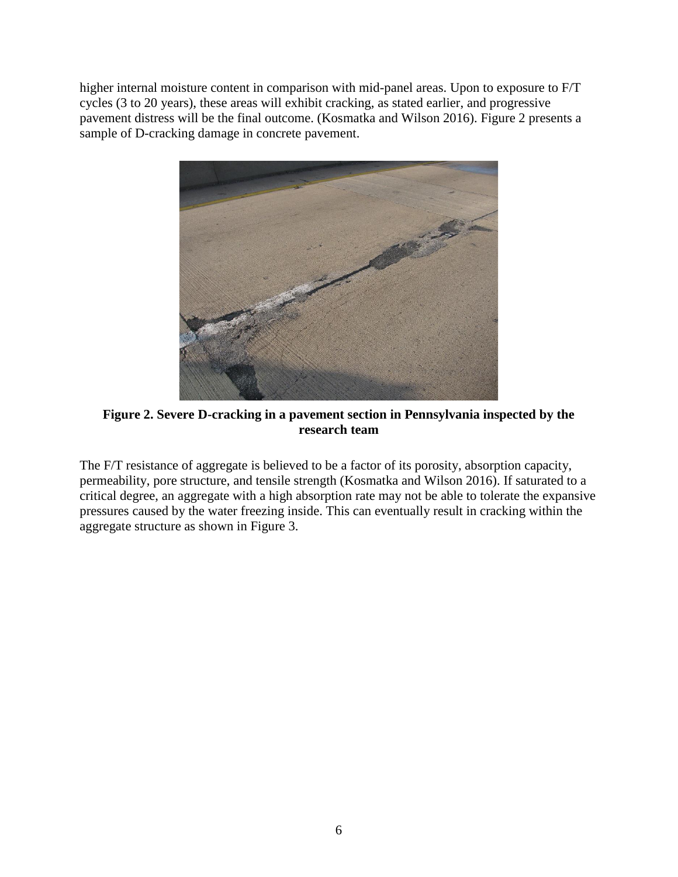higher internal moisture content in comparison with mid-panel areas. Upon to exposure to F/T cycles (3 to 20 years), these areas will exhibit cracking, as stated earlier, and progressive pavement distress will be the final outcome. (Kosmatka and Wilson 2016). Figure 2 presents a sample of D-cracking damage in concrete pavement.

**Figure 2. Severe D-cracking in a pavement section in Pennsylvania inspected by the research team**

The F/T resistance of aggregate is believed to be a factor of its porosity, absorption capacity, permeability, pore structure, and tensile strength (Kosmatka and Wilson 2016). If saturated to a critical degree, an aggregate with a high absorption rate may not be able to tolerate the expansive pressures caused by the water freezing inside. This can eventually result in cracking within the aggregate structure as shown in Figure 3.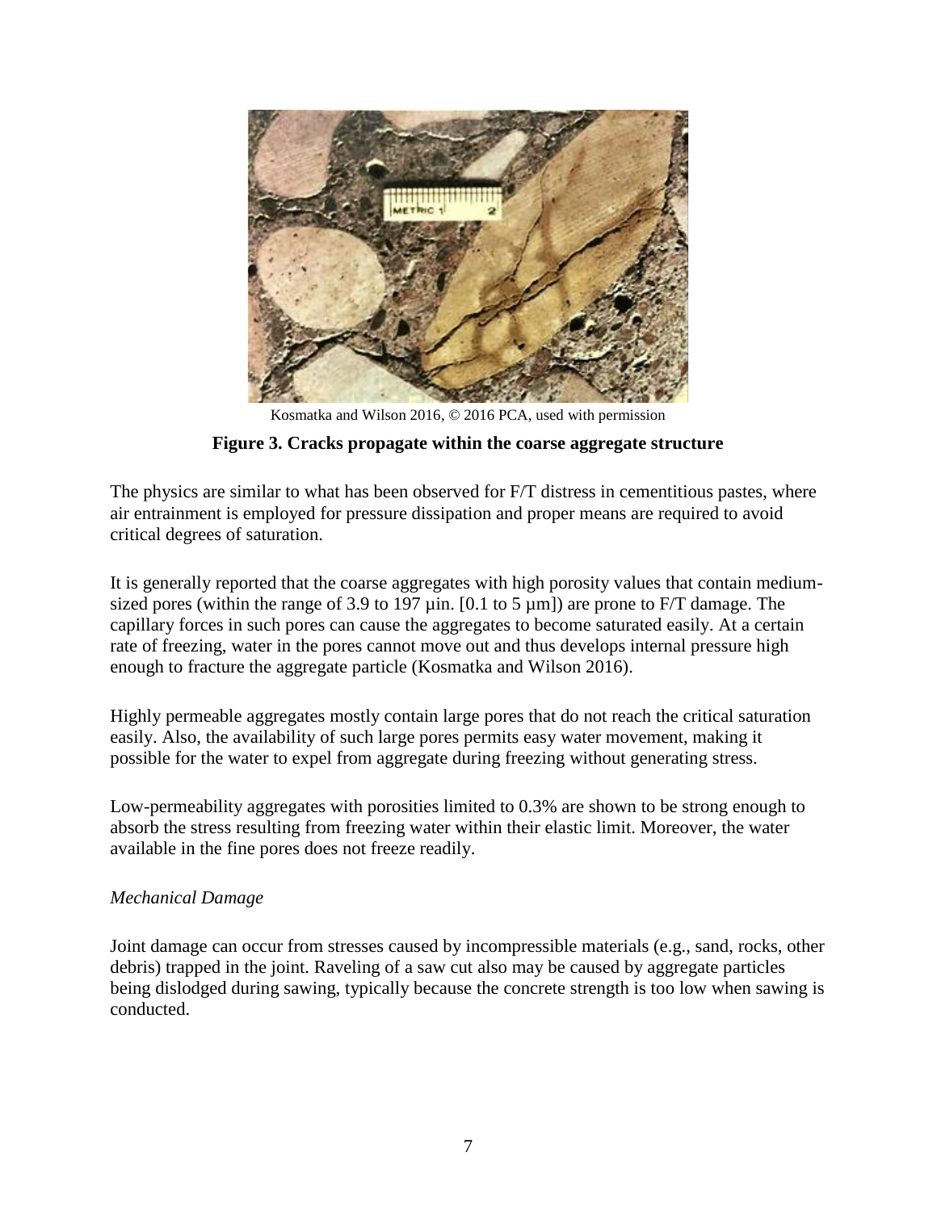Kosmatka and Wilson 2016, © 2016 PCA, used with permission

**Figure 3. Cracks propagate within the coarse aggregate structure**

The physics are similar to what has been observed for F/T distress in cementitious pastes, where air entrainment is employed for pressure dissipation and proper means are required to avoid critical degrees of saturation.

It is generally reported that the coarse aggregates with high porosity values that contain medium-sized pores (within the range of 3.9 to 197 µin. [0.1 to 5 µm]) are prone to F/T damage. The capillary forces in such pores can cause the aggregates to become saturated easily. At a certain rate of freezing, water in the pores cannot move out and thus develops internal pressure high enough to fracture the aggregate particle (Kosmatka and Wilson 2016).

Highly permeable aggregates mostly contain large pores that do not reach the critical saturation easily. Also, the availability of such large pores permits easy water movement, making it possible for the water to expel from aggregate during freezing without generating stress.

Low-permeability aggregates with porosities limited to 0.3% are shown to be strong enough to absorb the stress resulting from freezing water within their elastic limit. Moreover, the water available in the fine pores does not freeze readily.

*Mechanical Damage*

Joint damage can occur from stresses caused by incompressible materials (e.g., sand, rocks, other debris) trapped in the joint. Raveling of a saw cut also may be caused by aggregate particles being dislodged during sawing, typically because the concrete strength is too low when sawing is conducted.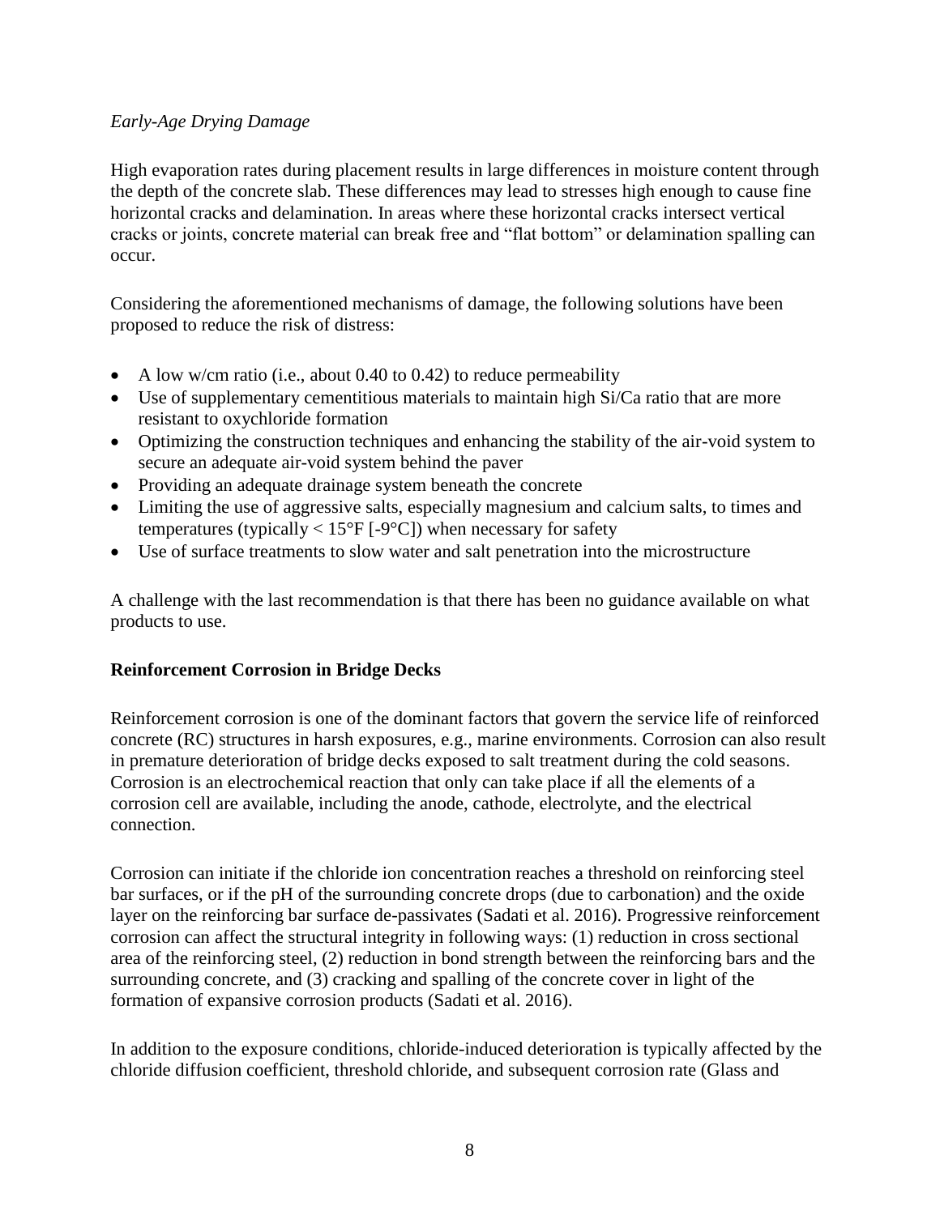*Early-Age Drying Damage*

High evaporation rates during placement results in large differences in moisture content through the depth of the concrete slab. These differences may lead to stresses high enough to cause fine horizontal cracks and delamination. In areas where these horizontal cracks intersect vertical cracks or joints, concrete material can break free and "flat bottom" or delamination spalling can occur.

Considering the aforementioned mechanisms of damage, the following solutions have been proposed to reduce the risk of distress:

- A low w/cm ratio (i.e., about 0.40 to 0.42) to reduce permeability
- Use of supplementary cementitious materials to maintain high Si/Ca ratio that are more resistant to oxychloride formation
- Optimizing the construction techniques and enhancing the stability of the air-void system to secure an adequate air-void system behind the paver
- Providing an adequate drainage system beneath the concrete
- Limiting the use of aggressive salts, especially magnesium and calcium salts, to times and temperatures (typically < 15°F [-9°C]) when necessary for safety
- Use of surface treatments to slow water and salt penetration into the microstructure

A challenge with the last recommendation is that there has been no guidance available on what products to use.

## Reinforcement Corrosion in Bridge Decks

Reinforcement corrosion is one of the dominant factors that govern the service life of reinforced concrete (RC) structures in harsh exposures, e.g., marine environments. Corrosion can also result in premature deterioration of bridge decks exposed to salt treatment during the cold seasons. Corrosion is an electrochemical reaction that only can take place if all the elements of a corrosion cell are available, including the anode, cathode, electrolyte, and the electrical connection.

Corrosion can initiate if the chloride ion concentration reaches a threshold on reinforcing steel bar surfaces, or if the pH of the surrounding concrete drops (due to carbonation) and the oxide layer on the reinforcing bar surface de-passivates (Sadati et al. 2016). Progressive reinforcement corrosion can affect the structural integrity in following ways: (1) reduction in cross sectional area of the reinforcing steel, (2) reduction in bond strength between the reinforcing bars and the surrounding concrete, and (3) cracking and spalling of the concrete cover in light of the formation of expansive corrosion products (Sadati et al. 2016).

In addition to the exposure conditions, chloride-induced deterioration is typically affected by the chloride diffusion coefficient, threshold chloride, and subsequent corrosion rate (Glass and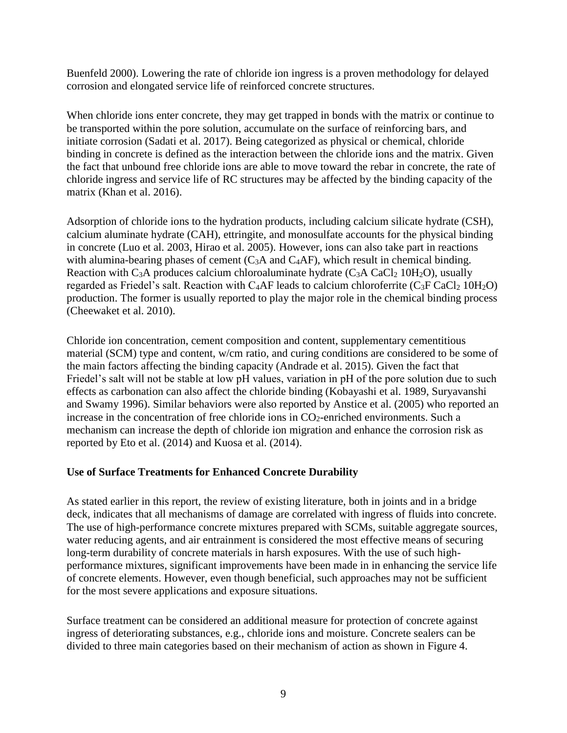Buenfeld 2000). Lowering the rate of chloride ion ingress is a proven methodology for delayed corrosion and elongated service life of reinforced concrete structures.

When chloride ions enter concrete, they may get trapped in bonds with the matrix or continue to be transported within the pore solution, accumulate on the surface of reinforcing bars, and initiate corrosion (Sadati et al. 2017). Being categorized as physical or chemical, chloride binding in concrete is defined as the interaction between the chloride ions and the matrix. Given the fact that unbound free chloride ions are able to move toward the rebar in concrete, the rate of chloride ingress and service life of RC structures may be affected by the binding capacity of the matrix (Khan et al. 2016).

Adsorption of chloride ions to the hydration products, including calcium silicate hydrate (CSH), calcium aluminate hydrate (CAH), ettringite, and monosulfate accounts for the physical binding in concrete (Luo et al. 2003, Hirao et al. 2005). However, ions can also take part in reactions with alumina-bearing phases of cement ($C_3A$ and $C_4AF$), which result in chemical binding. Reaction with $C_3A$ produces calcium chloroaluminate hydrate ($C_3A\ CaCl_2\ 10H_2O$), usually regarded as Friedel's salt. Reaction with $C_4AF$ leads to calcium chloroferrite ($C_3F\ CaCl_2\ 10H_2O$) production. The former is usually reported to play the major role in the chemical binding process (Cheewaket et al. 2010).

Chloride ion concentration, cement composition and content, supplementary cementitious material (SCM) type and content, w/cm ratio, and curing conditions are considered to be some of the main factors affecting the binding capacity (Andrade et al. 2015). Given the fact that Friedel's salt will not be stable at low pH values, variation in pH of the pore solution due to such effects as carbonation can also affect the chloride binding (Kobayashi et al. 1989, Suryavanshi and Swamy 1996). Similar behaviors were also reported by Anstice et al. (2005) who reported an increase in the concentration of free chloride ions in $CO_2$-enriched environments. Such a mechanism can increase the depth of chloride ion migration and enhance the corrosion risk as reported by Eto et al. (2014) and Kuosa et al. (2014).

## Use of Surface Treatments for Enhanced Concrete Durability

As stated earlier in this report, the review of existing literature, both in joints and in a bridge deck, indicates that all mechanisms of damage are correlated with ingress of fluids into concrete. The use of high-performance concrete mixtures prepared with SCMs, suitable aggregate sources, water reducing agents, and air entrainment is considered the most effective means of securing long-term durability of concrete materials in harsh exposures. With the use of such high-performance mixtures, significant improvements have been made in in enhancing the service life of concrete elements. However, even though beneficial, such approaches may not be sufficient for the most severe applications and exposure situations.

Surface treatment can be considered an additional measure for protection of concrete against ingress of deteriorating substances, e.g., chloride ions and moisture. Concrete sealers can be divided to three main categories based on their mechanism of action as shown in Figure 4.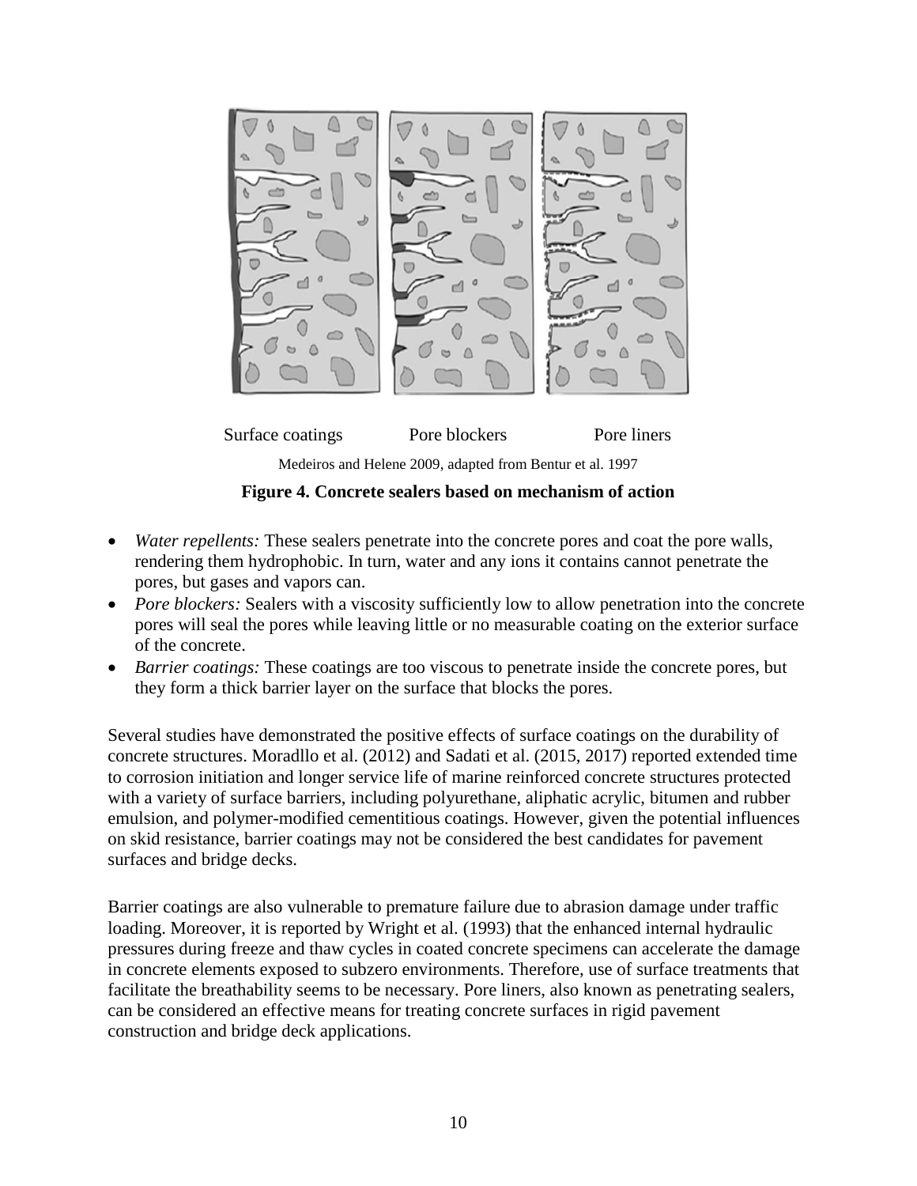Surface coatings Pore blockers Pore liners

Medeiros and Helene 2009, adapted from Bentur et al. 1997

**Figure 4. Concrete sealers based on mechanism of action**

- *Water repellents:* These sealers penetrate into the concrete pores and coat the pore walls, rendering them hydrophobic. In turn, water and any ions it contains cannot penetrate the pores, but gases and vapors can.
- *Pore blockers:* Sealers with a viscosity sufficiently low to allow penetration into the concrete pores will seal the pores while leaving little or no measurable coating on the exterior surface of the concrete.
- *Barrier coatings:* These coatings are too viscous to penetrate inside the concrete pores, but they form a thick barrier layer on the surface that blocks the pores.

Several studies have demonstrated the positive effects of surface coatings on the durability of concrete structures. Moradllo et al. (2012) and Sadati et al. (2015, 2017) reported extended time to corrosion initiation and longer service life of marine reinforced concrete structures protected with a variety of surface barriers, including polyurethane, aliphatic acrylic, bitumen and rubber emulsion, and polymer-modified cementitious coatings. However, given the potential influences on skid resistance, barrier coatings may not be considered the best candidates for pavement surfaces and bridge decks.

Barrier coatings are also vulnerable to premature failure due to abrasion damage under traffic loading. Moreover, it is reported by Wright et al. (1993) that the enhanced internal hydraulic pressures during freeze and thaw cycles in coated concrete specimens can accelerate the damage in concrete elements exposed to subzero environments. Therefore, use of surface treatments that facilitate the breathability seems to be necessary. Pore liners, also known as penetrating sealers, can be considered an effective means for treating concrete surfaces in rigid pavement construction and bridge deck applications.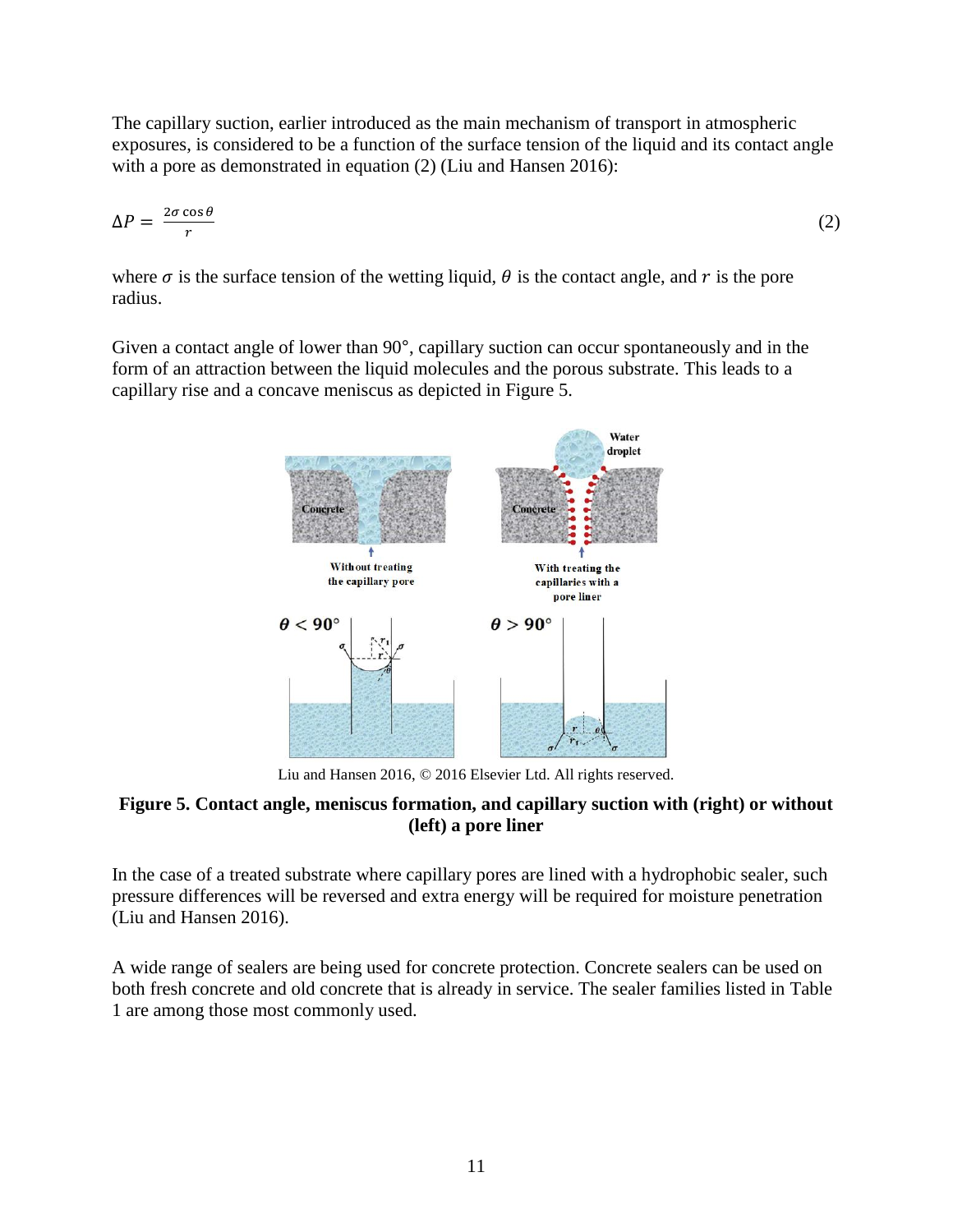The capillary suction, earlier introduced as the main mechanism of transport in atmospheric exposures, is considered to be a function of the surface tension of the liquid and its contact angle with a pore as demonstrated in equation (2) (Liu and Hansen 2016):

$$\Delta P = \frac{2\sigma \cos\theta}{r} \tag{2}$$

where $\sigma$ is the surface tension of the wetting liquid, $\theta$ is the contact angle, and $r$ is the pore radius.

Given a contact angle of lower than 90°, capillary suction can occur spontaneously and in the form of an attraction between the liquid molecules and the porous substrate. This leads to a capillary rise and a concave meniscus as depicted in Figure 5.

Liu and Hansen 2016, © 2016 Elsevier Ltd. All rights reserved.

**Figure 5. Contact angle, meniscus formation, and capillary suction with (right) or without (left) a pore liner**

In the case of a treated substrate where capillary pores are lined with a hydrophobic sealer, such pressure differences will be reversed and extra energy will be required for moisture penetration (Liu and Hansen 2016).

A wide range of sealers are being used for concrete protection. Concrete sealers can be used on both fresh concrete and old concrete that is already in service. The sealer families listed in Table 1 are among those most commonly used.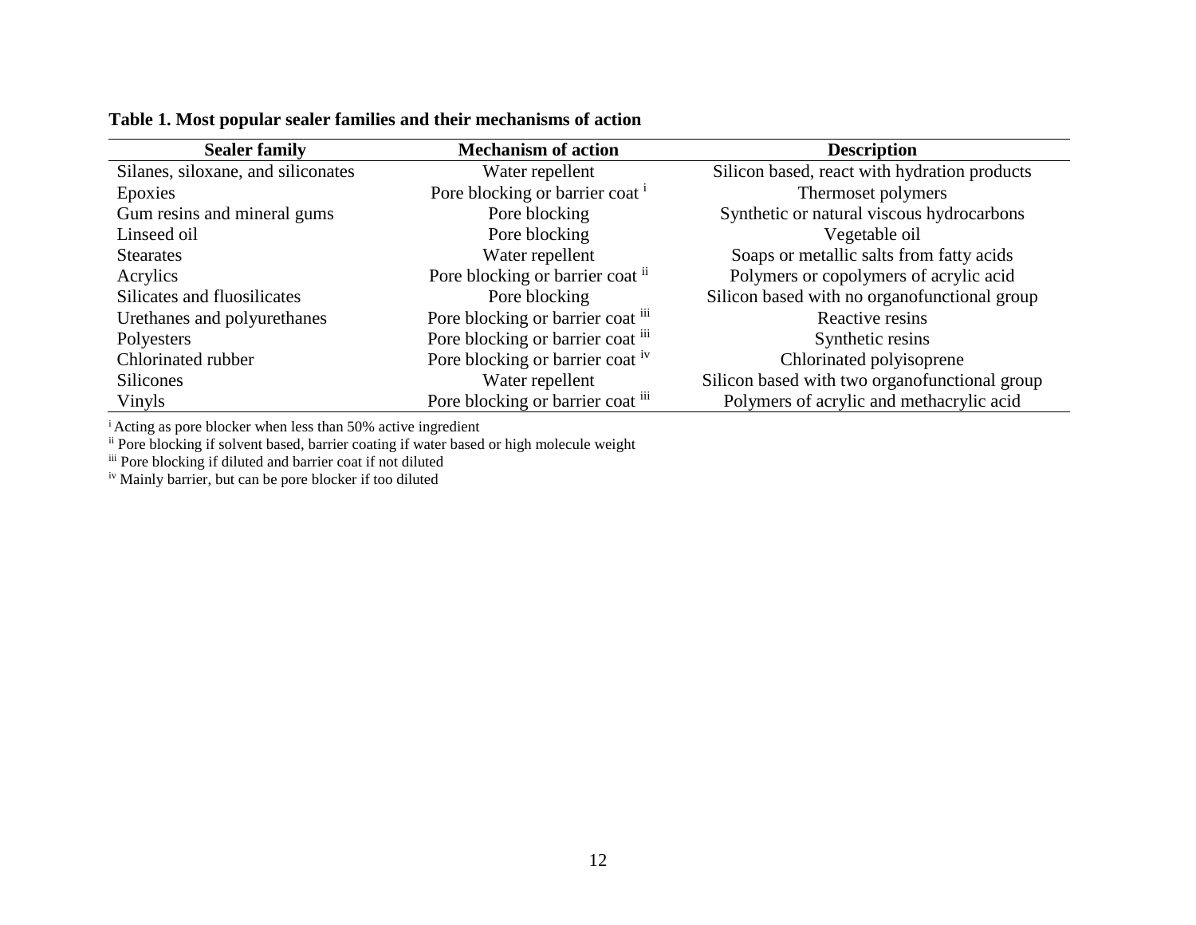**Table 1. Most popular sealer families and their mechanisms of action**

| Sealer family | Mechanism of action | Description |
|---|---|---|
| Silanes, siloxane, and siliconates | Water repellent | Silicon based, react with hydration products |
| Epoxies | Pore blocking or barrier coat [i] | Thermoset polymers |
| Gum resins and mineral gums | Pore blocking | Synthetic or natural viscous hydrocarbons |
| Linseed oil | Pore blocking | Vegetable oil |
| Stearates | Water repellent | Soaps or metallic salts from fatty acids |
| Acrylics | Pore blocking or barrier coat [ii] | Polymers or copolymers of acrylic acid |
| Silicates and fluosilicates | Pore blocking | Silicon based with no organofunctional group |
| Urethanes and polyurethanes | Pore blocking or barrier coat [iii] | Reactive resins |
| Polyesters | Pore blocking or barrier coat [iii] | Synthetic resins |
| Chlorinated rubber | Pore blocking or barrier coat [iv] | Chlorinated polyisoprene |
| Silicones | Water repellent | Silicon based with two organofunctional group |
| Vinyls | Pore blocking or barrier coat [iii] | Polymers of acrylic and methacrylic acid |

[i] Acting as pore blocker when less than 50% active ingredient
[ii] Pore blocking if solvent based, barrier coating if water based or high molecule weight
[iii] Pore blocking if diluted and barrier coat if not diluted
[iv] Mainly barrier, but can be pore blocker if too diluted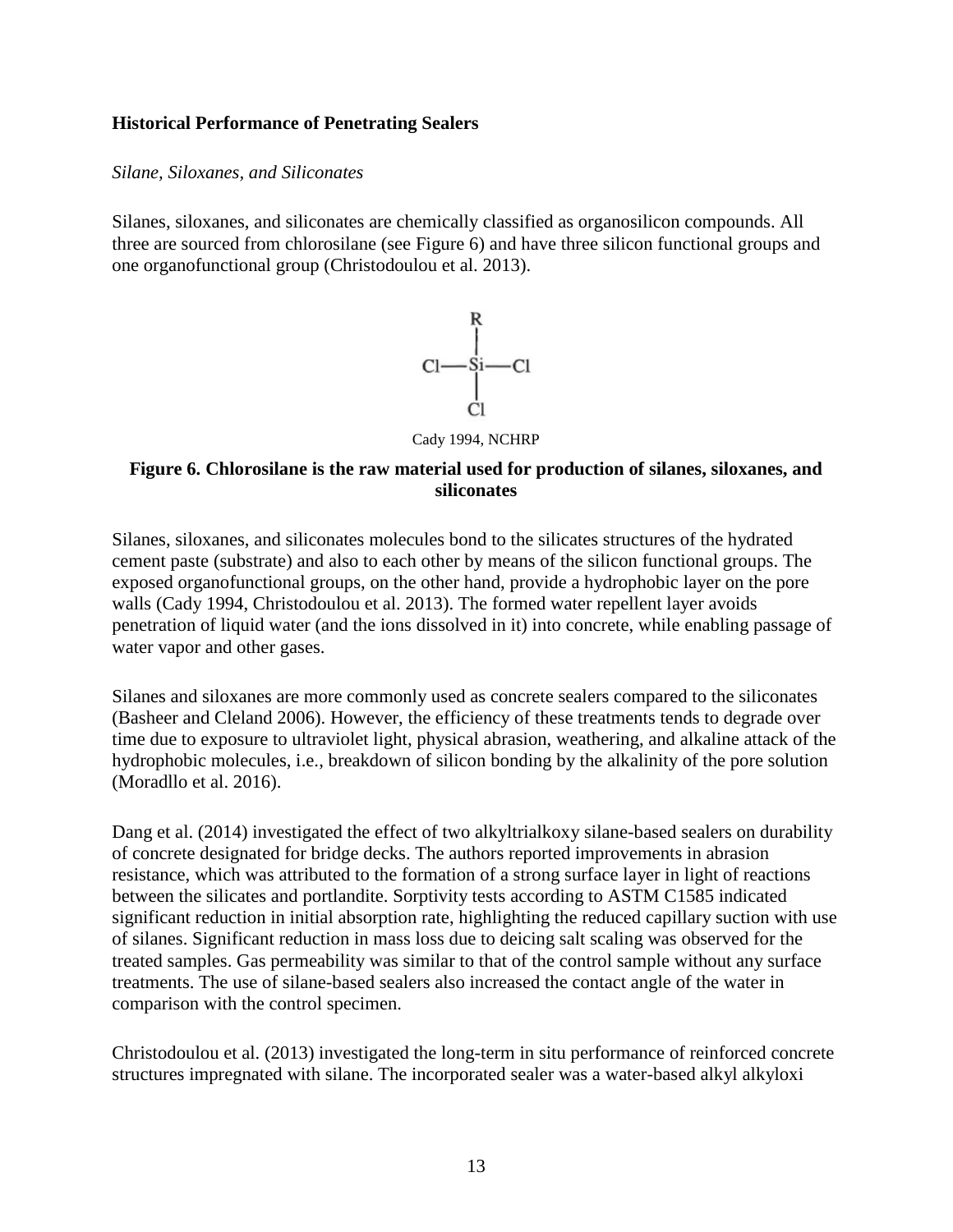**Historical Performance of Penetrating Sealers**

*Silane, Siloxanes, and Siliconates*

Silanes, siloxanes, and siliconates are chemically classified as organosilicon compounds. All three are sourced from chlorosilane (see Figure 6) and have three silicon functional groups and one organofunctional group (Christodoulou et al. 2013).

Cady 1994, NCHRP

**Figure 6. Chlorosilane is the raw material used for production of silanes, siloxanes, and siliconates**

Silanes, siloxanes, and siliconates molecules bond to the silicates structures of the hydrated cement paste (substrate) and also to each other by means of the silicon functional groups. The exposed organofunctional groups, on the other hand, provide a hydrophobic layer on the pore walls (Cady 1994, Christodoulou et al. 2013). The formed water repellent layer avoids penetration of liquid water (and the ions dissolved in it) into concrete, while enabling passage of water vapor and other gases.

Silanes and siloxanes are more commonly used as concrete sealers compared to the siliconates (Basheer and Cleland 2006). However, the efficiency of these treatments tends to degrade over time due to exposure to ultraviolet light, physical abrasion, weathering, and alkaline attack of the hydrophobic molecules, i.e., breakdown of silicon bonding by the alkalinity of the pore solution (Moradllo et al. 2016).

Dang et al. (2014) investigated the effect of two alkyltrialkoxy silane-based sealers on durability of concrete designated for bridge decks. The authors reported improvements in abrasion resistance, which was attributed to the formation of a strong surface layer in light of reactions between the silicates and portlandite. Sorptivity tests according to ASTM C1585 indicated significant reduction in initial absorption rate, highlighting the reduced capillary suction with use of silanes. Significant reduction in mass loss due to deicing salt scaling was observed for the treated samples. Gas permeability was similar to that of the control sample without any surface treatments. The use of silane-based sealers also increased the contact angle of the water in comparison with the control specimen.

Christodoulou et al. (2013) investigated the long-term in situ performance of reinforced concrete structures impregnated with silane. The incorporated sealer was a water-based alkyl alkyloxi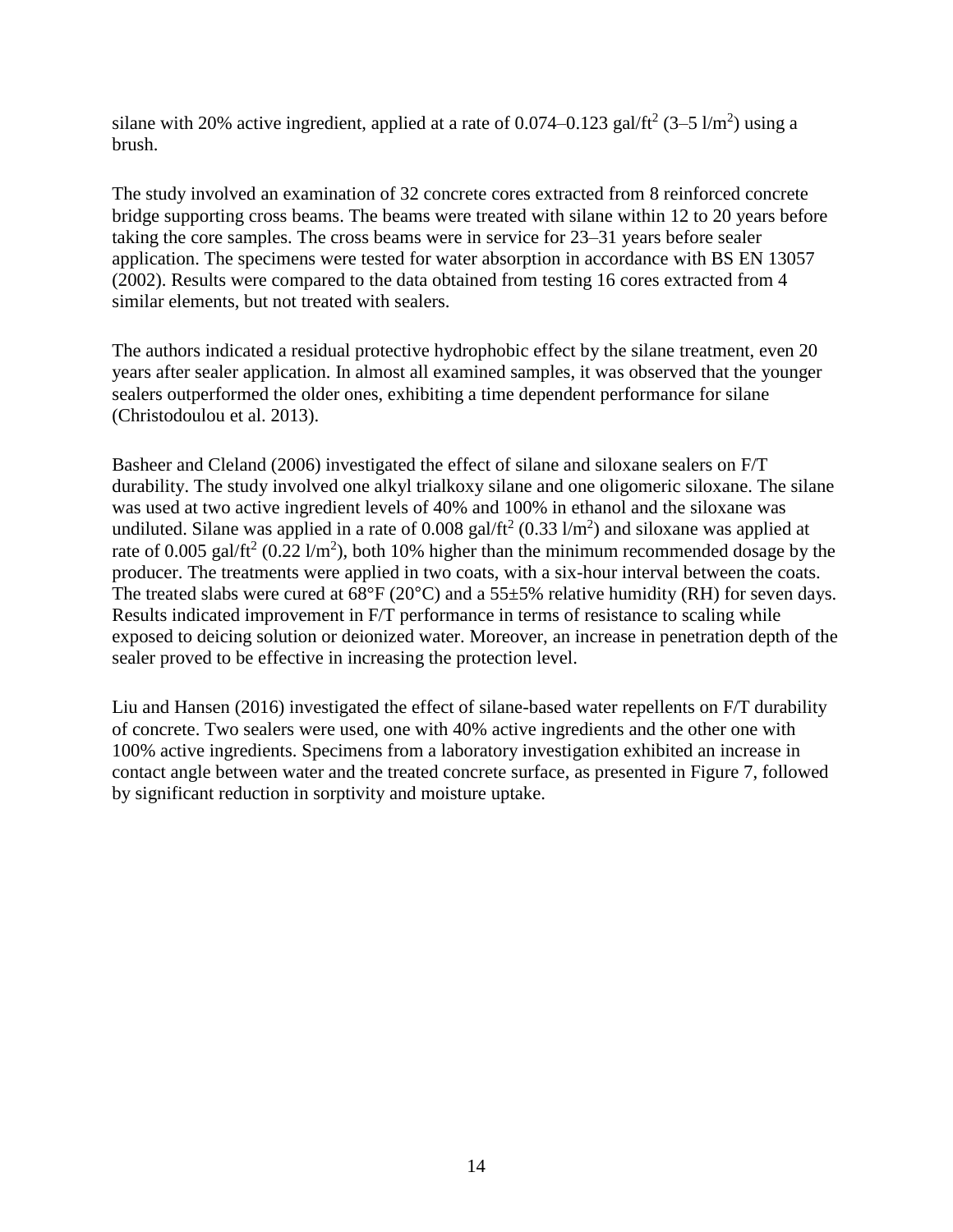silane with 20% active ingredient, applied at a rate of 0.074–0.123 gal/ft$^2$ (3–5 l/m$^2$) using a brush.

The study involved an examination of 32 concrete cores extracted from 8 reinforced concrete bridge supporting cross beams. The beams were treated with silane within 12 to 20 years before taking the core samples. The cross beams were in service for 23–31 years before sealer application. The specimens were tested for water absorption in accordance with BS EN 13057 (2002). Results were compared to the data obtained from testing 16 cores extracted from 4 similar elements, but not treated with sealers.

The authors indicated a residual protective hydrophobic effect by the silane treatment, even 20 years after sealer application. In almost all examined samples, it was observed that the younger sealers outperformed the older ones, exhibiting a time dependent performance for silane (Christodoulou et al. 2013).

Basheer and Cleland (2006) investigated the effect of silane and siloxane sealers on F/T durability. The study involved one alkyl trialkoxy silane and one oligomeric siloxane. The silane was used at two active ingredient levels of 40% and 100% in ethanol and the siloxane was undiluted. Silane was applied in a rate of 0.008 gal/ft$^2$ (0.33 l/m$^2$) and siloxane was applied at rate of 0.005 gal/ft$^2$ (0.22 l/m$^2$), both 10% higher than the minimum recommended dosage by the producer. The treatments were applied in two coats, with a six-hour interval between the coats. The treated slabs were cured at 68°F (20°C) and a 55±5% relative humidity (RH) for seven days. Results indicated improvement in F/T performance in terms of resistance to scaling while exposed to deicing solution or deionized water. Moreover, an increase in penetration depth of the sealer proved to be effective in increasing the protection level.

Liu and Hansen (2016) investigated the effect of silane-based water repellents on F/T durability of concrete. Two sealers were used, one with 40% active ingredients and the other one with 100% active ingredients. Specimens from a laboratory investigation exhibited an increase in contact angle between water and the treated concrete surface, as presented in Figure 7, followed by significant reduction in sorptivity and moisture uptake.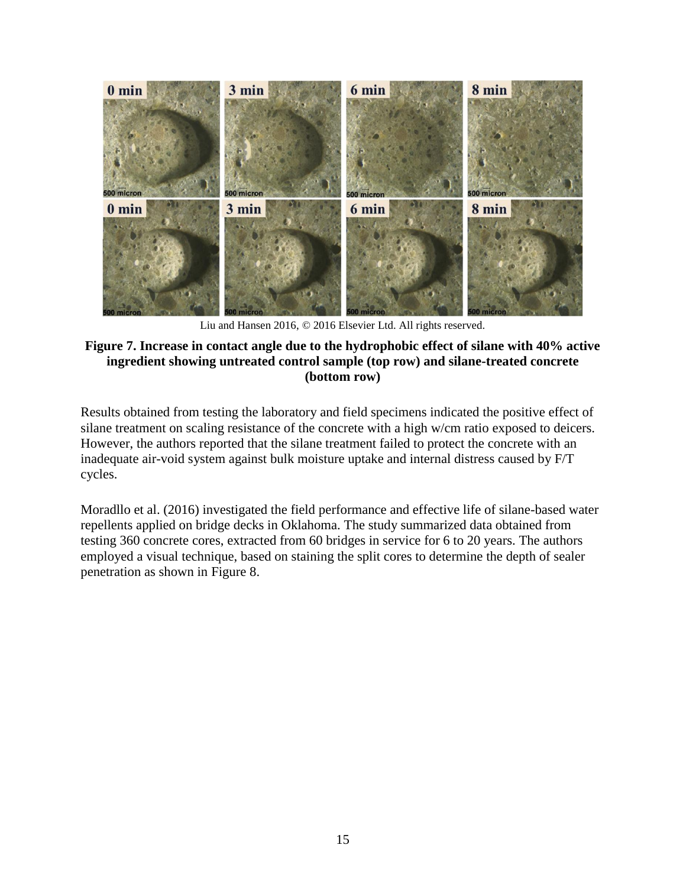Liu and Hansen 2016, © 2016 Elsevier Ltd. All rights reserved.

**Figure 7. Increase in contact angle due to the hydrophobic effect of silane with 40% active ingredient showing untreated control sample (top row) and silane-treated concrete (bottom row)**

Results obtained from testing the laboratory and field specimens indicated the positive effect of silane treatment on scaling resistance of the concrete with a high w/cm ratio exposed to deicers. However, the authors reported that the silane treatment failed to protect the concrete with an inadequate air-void system against bulk moisture uptake and internal distress caused by F/T cycles.

Moradllo et al. (2016) investigated the field performance and effective life of silane-based water repellents applied on bridge decks in Oklahoma. The study summarized data obtained from testing 360 concrete cores, extracted from 60 bridges in service for 6 to 20 years. The authors employed a visual technique, based on staining the split cores to determine the depth of sealer penetration as shown in Figure 8.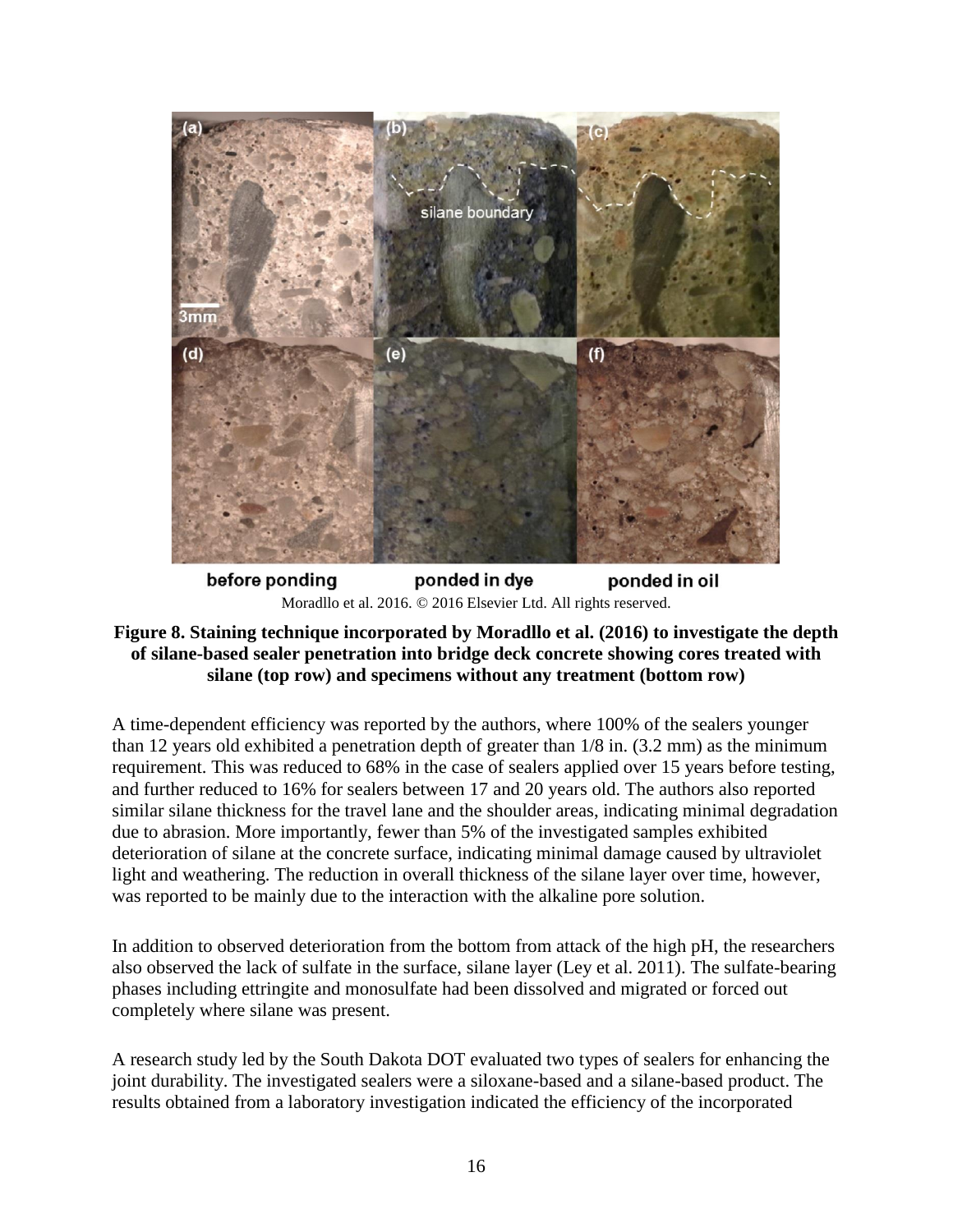Moradllo et al. 2016. © 2016 Elsevier Ltd. All rights reserved.

**Figure 8. Staining technique incorporated by Moradllo et al. (2016) to investigate the depth of silane-based sealer penetration into bridge deck concrete showing cores treated with silane (top row) and specimens without any treatment (bottom row)**

A time-dependent efficiency was reported by the authors, where 100% of the sealers younger than 12 years old exhibited a penetration depth of greater than 1/8 in. (3.2 mm) as the minimum requirement. This was reduced to 68% in the case of sealers applied over 15 years before testing, and further reduced to 16% for sealers between 17 and 20 years old. The authors also reported similar silane thickness for the travel lane and the shoulder areas, indicating minimal degradation due to abrasion. More importantly, fewer than 5% of the investigated samples exhibited deterioration of silane at the concrete surface, indicating minimal damage caused by ultraviolet light and weathering. The reduction in overall thickness of the silane layer over time, however, was reported to be mainly due to the interaction with the alkaline pore solution.

In addition to observed deterioration from the bottom from attack of the high pH, the researchers also observed the lack of sulfate in the surface, silane layer (Ley et al. 2011). The sulfate-bearing phases including ettringite and monosulfate had been dissolved and migrated or forced out completely where silane was present.

A research study led by the South Dakota DOT evaluated two types of sealers for enhancing the joint durability. The investigated sealers were a siloxane-based and a silane-based product. The results obtained from a laboratory investigation indicated the efficiency of the incorporated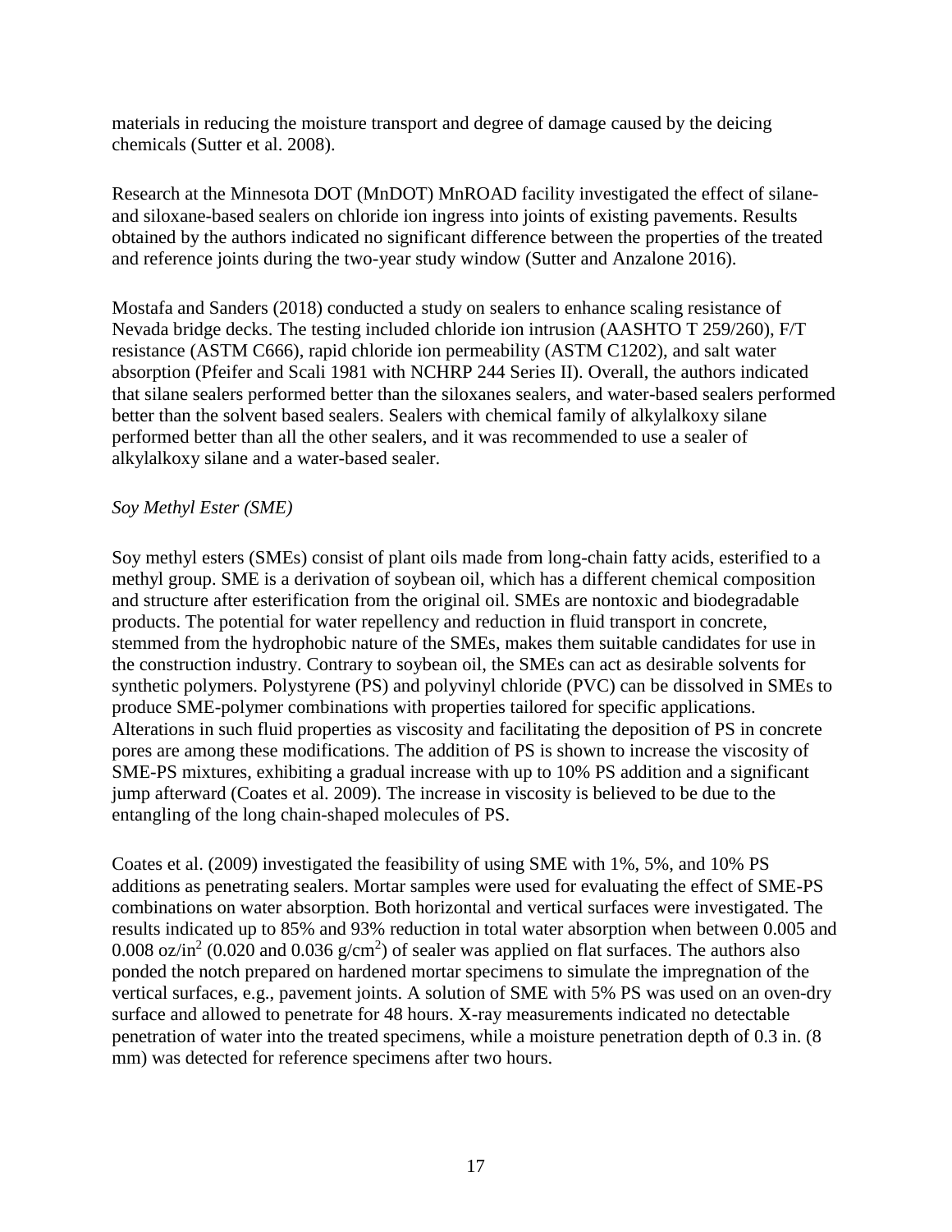materials in reducing the moisture transport and degree of damage caused by the deicing chemicals (Sutter et al. 2008).

Research at the Minnesota DOT (MnDOT) MnROAD facility investigated the effect of silane- and siloxane-based sealers on chloride ion ingress into joints of existing pavements. Results obtained by the authors indicated no significant difference between the properties of the treated and reference joints during the two-year study window (Sutter and Anzalone 2016).

Mostafa and Sanders (2018) conducted a study on sealers to enhance scaling resistance of Nevada bridge decks. The testing included chloride ion intrusion (AASHTO T 259/260), F/T resistance (ASTM C666), rapid chloride ion permeability (ASTM C1202), and salt water absorption (Pfeifer and Scali 1981 with NCHRP 244 Series II). Overall, the authors indicated that silane sealers performed better than the siloxanes sealers, and water-based sealers performed better than the solvent based sealers. Sealers with chemical family of alkylalkoxy silane performed better than all the other sealers, and it was recommended to use a sealer of alkylalkoxy silane and a water-based sealer.

*Soy Methyl Ester (SME)*

Soy methyl esters (SMEs) consist of plant oils made from long-chain fatty acids, esterified to a methyl group. SME is a derivation of soybean oil, which has a different chemical composition and structure after esterification from the original oil. SMEs are nontoxic and biodegradable products. The potential for water repellency and reduction in fluid transport in concrete, stemmed from the hydrophobic nature of the SMEs, makes them suitable candidates for use in the construction industry. Contrary to soybean oil, the SMEs can act as desirable solvents for synthetic polymers. Polystyrene (PS) and polyvinyl chloride (PVC) can be dissolved in SMEs to produce SME-polymer combinations with properties tailored for specific applications. Alterations in such fluid properties as viscosity and facilitating the deposition of PS in concrete pores are among these modifications. The addition of PS is shown to increase the viscosity of SME-PS mixtures, exhibiting a gradual increase with up to 10% PS addition and a significant jump afterward (Coates et al. 2009). The increase in viscosity is believed to be due to the entangling of the long chain-shaped molecules of PS.

Coates et al. (2009) investigated the feasibility of using SME with 1%, 5%, and 10% PS additions as penetrating sealers. Mortar samples were used for evaluating the effect of SME-PS combinations on water absorption. Both horizontal and vertical surfaces were investigated. The results indicated up to 85% and 93% reduction in total water absorption when between 0.005 and 0.008 oz/in$^2$ (0.020 and 0.036 g/cm$^2$) of sealer was applied on flat surfaces. The authors also ponded the notch prepared on hardened mortar specimens to simulate the impregnation of the vertical surfaces, e.g., pavement joints. A solution of SME with 5% PS was used on an oven-dry surface and allowed to penetrate for 48 hours. X-ray measurements indicated no detectable penetration of water into the treated specimens, while a moisture penetration depth of 0.3 in. (8 mm) was detected for reference specimens after two hours.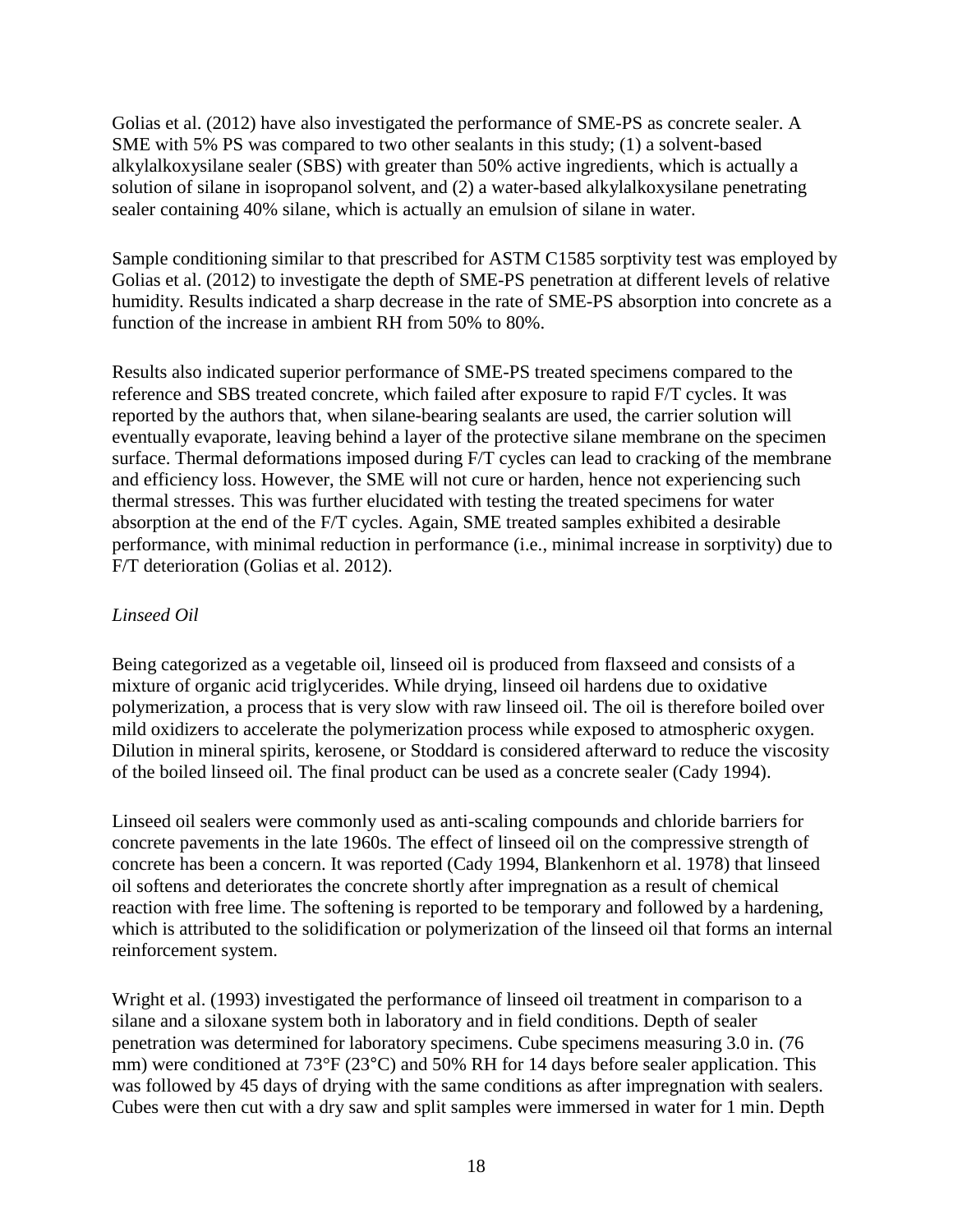Golias et al. (2012) have also investigated the performance of SME-PS as concrete sealer. A SME with 5% PS was compared to two other sealants in this study; (1) a solvent-based alkylalkoxysilane sealer (SBS) with greater than 50% active ingredients, which is actually a solution of silane in isopropanol solvent, and (2) a water-based alkylalkoxysilane penetrating sealer containing 40% silane, which is actually an emulsion of silane in water.

Sample conditioning similar to that prescribed for ASTM C1585 sorptivity test was employed by Golias et al. (2012) to investigate the depth of SME-PS penetration at different levels of relative humidity. Results indicated a sharp decrease in the rate of SME-PS absorption into concrete as a function of the increase in ambient RH from 50% to 80%.

Results also indicated superior performance of SME-PS treated specimens compared to the reference and SBS treated concrete, which failed after exposure to rapid F/T cycles. It was reported by the authors that, when silane-bearing sealants are used, the carrier solution will eventually evaporate, leaving behind a layer of the protective silane membrane on the specimen surface. Thermal deformations imposed during F/T cycles can lead to cracking of the membrane and efficiency loss. However, the SME will not cure or harden, hence not experiencing such thermal stresses. This was further elucidated with testing the treated specimens for water absorption at the end of the F/T cycles. Again, SME treated samples exhibited a desirable performance, with minimal reduction in performance (i.e., minimal increase in sorptivity) due to F/T deterioration (Golias et al. 2012).

*Linseed Oil*

Being categorized as a vegetable oil, linseed oil is produced from flaxseed and consists of a mixture of organic acid triglycerides. While drying, linseed oil hardens due to oxidative polymerization, a process that is very slow with raw linseed oil. The oil is therefore boiled over mild oxidizers to accelerate the polymerization process while exposed to atmospheric oxygen. Dilution in mineral spirits, kerosene, or Stoddard is considered afterward to reduce the viscosity of the boiled linseed oil. The final product can be used as a concrete sealer (Cady 1994).

Linseed oil sealers were commonly used as anti-scaling compounds and chloride barriers for concrete pavements in the late 1960s. The effect of linseed oil on the compressive strength of concrete has been a concern. It was reported (Cady 1994, Blankenhorn et al. 1978) that linseed oil softens and deteriorates the concrete shortly after impregnation as a result of chemical reaction with free lime. The softening is reported to be temporary and followed by a hardening, which is attributed to the solidification or polymerization of the linseed oil that forms an internal reinforcement system.

Wright et al. (1993) investigated the performance of linseed oil treatment in comparison to a silane and a siloxane system both in laboratory and in field conditions. Depth of sealer penetration was determined for laboratory specimens. Cube specimens measuring 3.0 in. (76 mm) were conditioned at 73°F (23°C) and 50% RH for 14 days before sealer application. This was followed by 45 days of drying with the same conditions as after impregnation with sealers. Cubes were then cut with a dry saw and split samples were immersed in water for 1 min. Depth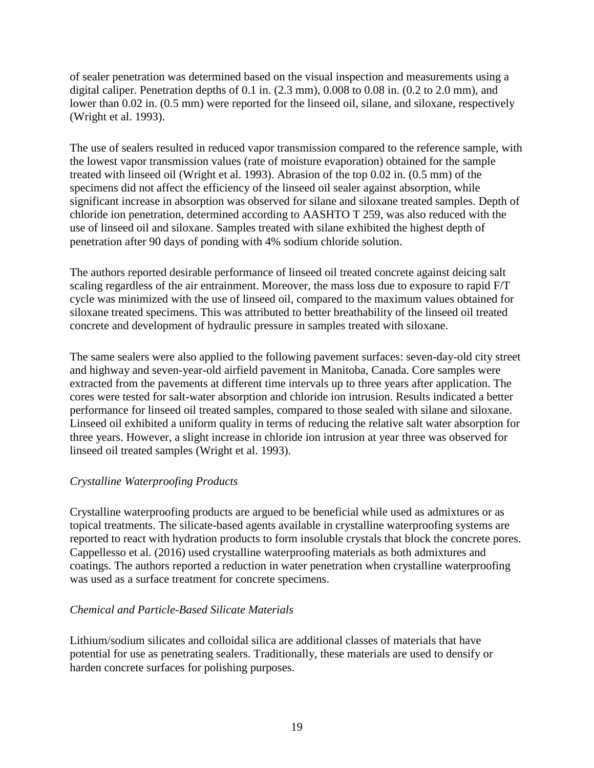of sealer penetration was determined based on the visual inspection and measurements using a digital caliper. Penetration depths of 0.1 in. (2.3 mm), 0.008 to 0.08 in. (0.2 to 2.0 mm), and lower than 0.02 in. (0.5 mm) were reported for the linseed oil, silane, and siloxane, respectively (Wright et al. 1993).

The use of sealers resulted in reduced vapor transmission compared to the reference sample, with the lowest vapor transmission values (rate of moisture evaporation) obtained for the sample treated with linseed oil (Wright et al. 1993). Abrasion of the top 0.02 in. (0.5 mm) of the specimens did not affect the efficiency of the linseed oil sealer against absorption, while significant increase in absorption was observed for silane and siloxane treated samples. Depth of chloride ion penetration, determined according to AASHTO T 259, was also reduced with the use of linseed oil and siloxane. Samples treated with silane exhibited the highest depth of penetration after 90 days of ponding with 4% sodium chloride solution.

The authors reported desirable performance of linseed oil treated concrete against deicing salt scaling regardless of the air entrainment. Moreover, the mass loss due to exposure to rapid F/T cycle was minimized with the use of linseed oil, compared to the maximum values obtained for siloxane treated specimens. This was attributed to better breathability of the linseed oil treated concrete and development of hydraulic pressure in samples treated with siloxane.

The same sealers were also applied to the following pavement surfaces: seven-day-old city street and highway and seven-year-old airfield pavement in Manitoba, Canada. Core samples were extracted from the pavements at different time intervals up to three years after application. The cores were tested for salt-water absorption and chloride ion intrusion. Results indicated a better performance for linseed oil treated samples, compared to those sealed with silane and siloxane. Linseed oil exhibited a uniform quality in terms of reducing the relative salt water absorption for three years. However, a slight increase in chloride ion intrusion at year three was observed for linseed oil treated samples (Wright et al. 1993).

*Crystalline Waterproofing Products*

Crystalline waterproofing products are argued to be beneficial while used as admixtures or as topical treatments. The silicate-based agents available in crystalline waterproofing systems are reported to react with hydration products to form insoluble crystals that block the concrete pores. Cappellesso et al. (2016) used crystalline waterproofing materials as both admixtures and coatings. The authors reported a reduction in water penetration when crystalline waterproofing was used as a surface treatment for concrete specimens.

*Chemical and Particle-Based Silicate Materials*

Lithium/sodium silicates and colloidal silica are additional classes of materials that have potential for use as penetrating sealers. Traditionally, these materials are used to densify or harden concrete surfaces for polishing purposes.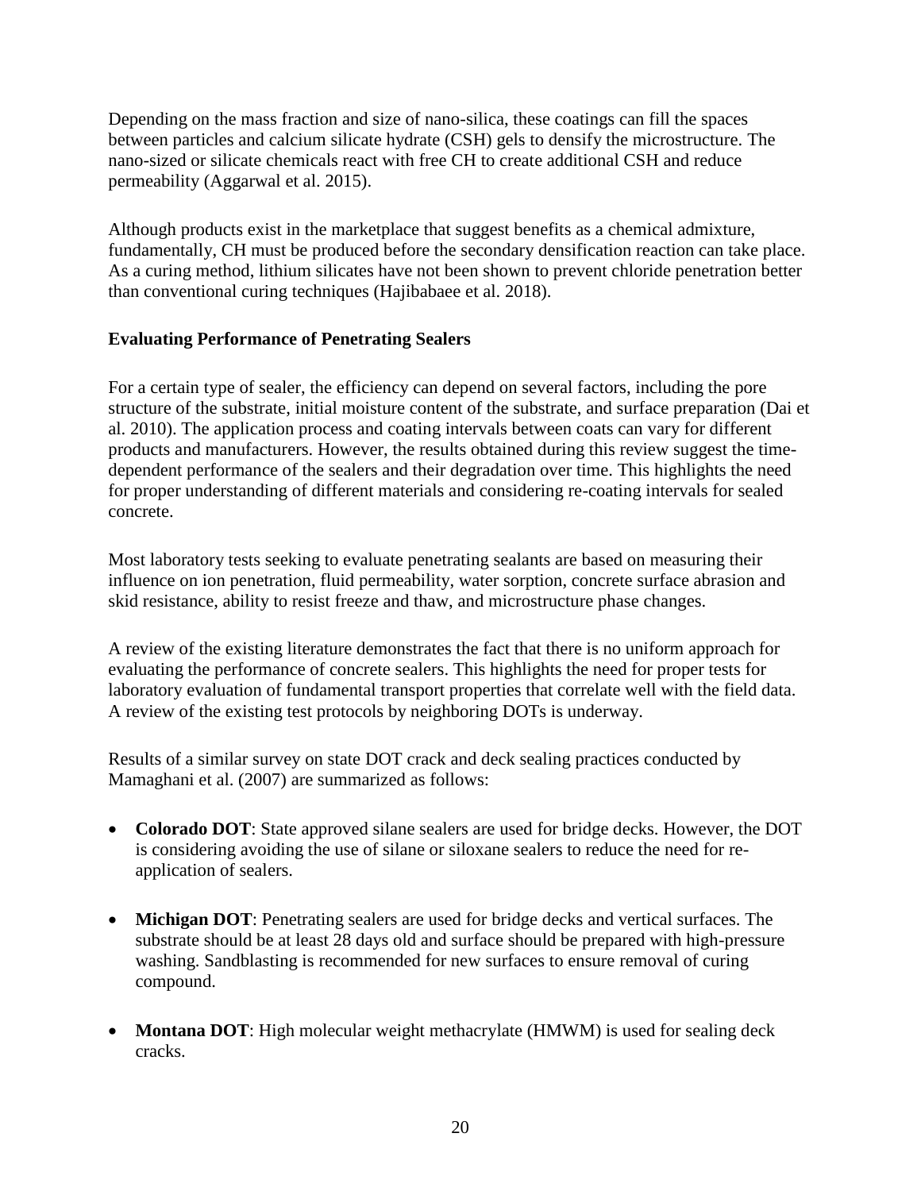Depending on the mass fraction and size of nano-silica, these coatings can fill the spaces between particles and calcium silicate hydrate (CSH) gels to densify the microstructure. The nano-sized or silicate chemicals react with free CH to create additional CSH and reduce permeability (Aggarwal et al. 2015).

Although products exist in the marketplace that suggest benefits as a chemical admixture, fundamentally, CH must be produced before the secondary densification reaction can take place. As a curing method, lithium silicates have not been shown to prevent chloride penetration better than conventional curing techniques (Hajibabaee et al. 2018).

**Evaluating Performance of Penetrating Sealers**

For a certain type of sealer, the efficiency can depend on several factors, including the pore structure of the substrate, initial moisture content of the substrate, and surface preparation (Dai et al. 2010). The application process and coating intervals between coats can vary for different products and manufacturers. However, the results obtained during this review suggest the time-dependent performance of the sealers and their degradation over time. This highlights the need for proper understanding of different materials and considering re-coating intervals for sealed concrete.

Most laboratory tests seeking to evaluate penetrating sealants are based on measuring their influence on ion penetration, fluid permeability, water sorption, concrete surface abrasion and skid resistance, ability to resist freeze and thaw, and microstructure phase changes.

A review of the existing literature demonstrates the fact that there is no uniform approach for evaluating the performance of concrete sealers. This highlights the need for proper tests for laboratory evaluation of fundamental transport properties that correlate well with the field data. A review of the existing test protocols by neighboring DOTs is underway.

Results of a similar survey on state DOT crack and deck sealing practices conducted by Mamaghani et al. (2007) are summarized as follows:

- **Colorado DOT**: State approved silane sealers are used for bridge decks. However, the DOT is considering avoiding the use of silane or siloxane sealers to reduce the need for re-application of sealers.
- **Michigan DOT**: Penetrating sealers are used for bridge decks and vertical surfaces. The substrate should be at least 28 days old and surface should be prepared with high-pressure washing. Sandblasting is recommended for new surfaces to ensure removal of curing compound.
- **Montana DOT**: High molecular weight methacrylate (HMWM) is used for sealing deck cracks.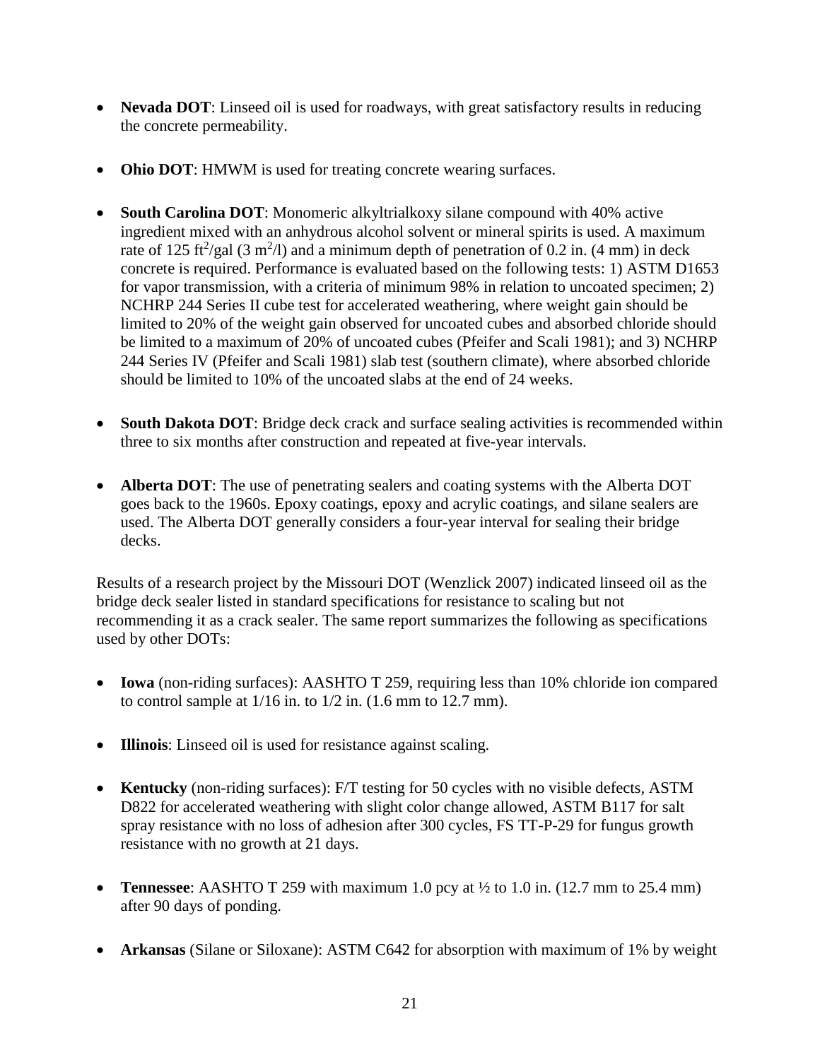- **Nevada DOT**: Linseed oil is used for roadways, with great satisfactory results in reducing the concrete permeability.

- **Ohio DOT**: HMWM is used for treating concrete wearing surfaces.

- **South Carolina DOT**: Monomeric alkyltrialkoxy silane compound with 40% active ingredient mixed with an anhydrous alcohol solvent or mineral spirits is used. A maximum rate of 125 $ft^2$/gal (3 $m^2$/l) and a minimum depth of penetration of 0.2 in. (4 mm) in deck concrete is required. Performance is evaluated based on the following tests: 1) ASTM D1653 for vapor transmission, with a criteria of minimum 98% in relation to uncoated specimen; 2) NCHRP 244 Series II cube test for accelerated weathering, where weight gain should be limited to 20% of the weight gain observed for uncoated cubes and absorbed chloride should be limited to a maximum of 20% of uncoated cubes (Pfeifer and Scali 1981); and 3) NCHRP 244 Series IV (Pfeifer and Scali 1981) slab test (southern climate), where absorbed chloride should be limited to 10% of the uncoated slabs at the end of 24 weeks.

- **South Dakota DOT**: Bridge deck crack and surface sealing activities is recommended within three to six months after construction and repeated at five-year intervals.

- **Alberta DOT**: The use of penetrating sealers and coating systems with the Alberta DOT goes back to the 1960s. Epoxy coatings, epoxy and acrylic coatings, and silane sealers are used. The Alberta DOT generally considers a four-year interval for sealing their bridge decks.

Results of a research project by the Missouri DOT (Wenzlick 2007) indicated linseed oil as the bridge deck sealer listed in standard specifications for resistance to scaling but not recommending it as a crack sealer. The same report summarizes the following as specifications used by other DOTs:

- **Iowa** (non-riding surfaces): AASHTO T 259, requiring less than 10% chloride ion compared to control sample at 1/16 in. to 1/2 in. (1.6 mm to 12.7 mm).

- **Illinois**: Linseed oil is used for resistance against scaling.

- **Kentucky** (non-riding surfaces): F/T testing for 50 cycles with no visible defects, ASTM D822 for accelerated weathering with slight color change allowed, ASTM B117 for salt spray resistance with no loss of adhesion after 300 cycles, FS TT-P-29 for fungus growth resistance with no growth at 21 days.

- **Tennessee**: AASHTO T 259 with maximum 1.0 pcy at ½ to 1.0 in. (12.7 mm to 25.4 mm) after 90 days of ponding.

- **Arkansas** (Silane or Siloxane): ASTM C642 for absorption with maximum of 1% by weight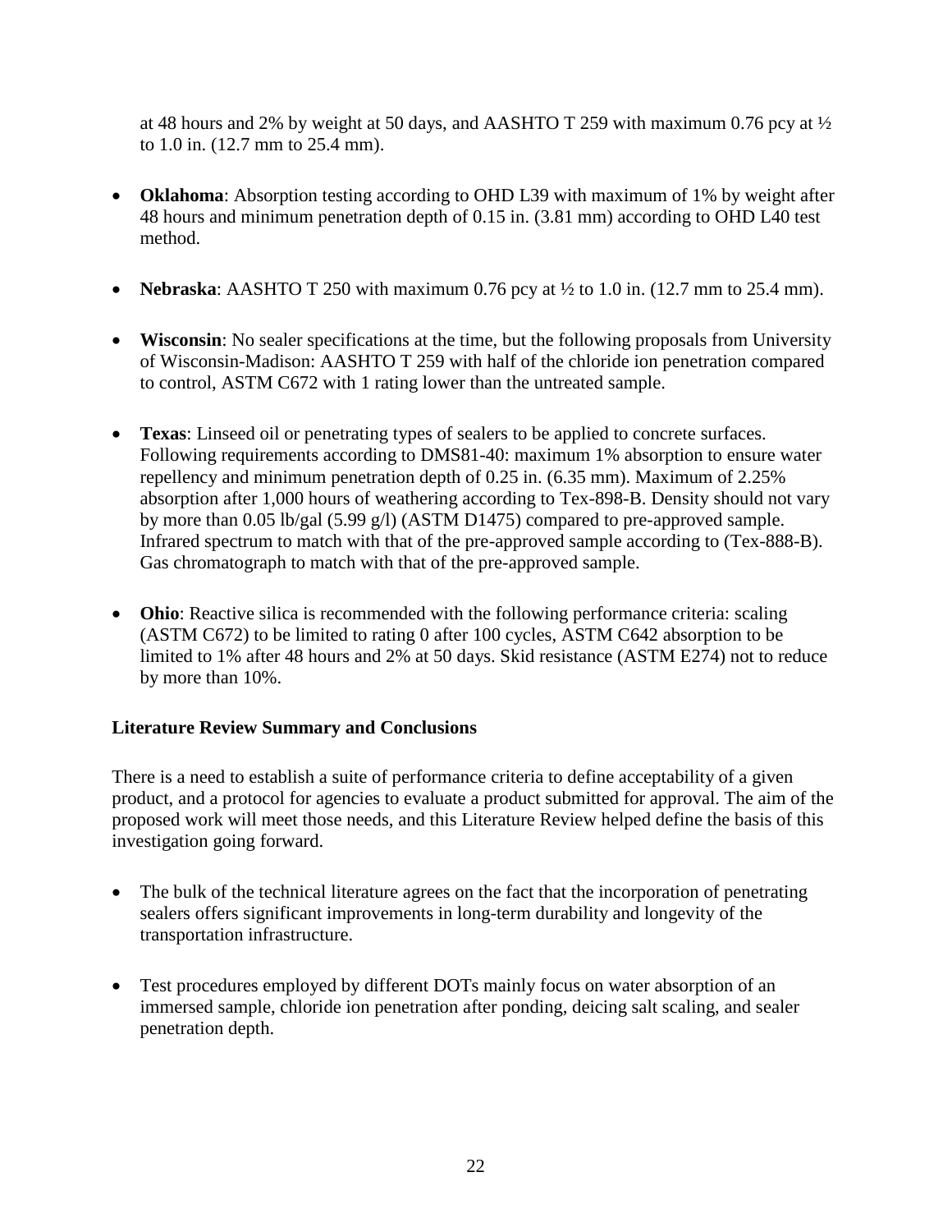at 48 hours and 2% by weight at 50 days, and AASHTO T 259 with maximum 0.76 pcy at ½ to 1.0 in. (12.7 mm to 25.4 mm).

- **Oklahoma**: Absorption testing according to OHD L39 with maximum of 1% by weight after 48 hours and minimum penetration depth of 0.15 in. (3.81 mm) according to OHD L40 test method.

- **Nebraska**: AASHTO T 250 with maximum 0.76 pcy at ½ to 1.0 in. (12.7 mm to 25.4 mm).

- **Wisconsin**: No sealer specifications at the time, but the following proposals from University of Wisconsin-Madison: AASHTO T 259 with half of the chloride ion penetration compared to control, ASTM C672 with 1 rating lower than the untreated sample.

- **Texas**: Linseed oil or penetrating types of sealers to be applied to concrete surfaces. Following requirements according to DMS81-40: maximum 1% absorption to ensure water repellency and minimum penetration depth of 0.25 in. (6.35 mm). Maximum of 2.25% absorption after 1,000 hours of weathering according to Tex-898-B. Density should not vary by more than 0.05 lb/gal (5.99 g/l) (ASTM D1475) compared to pre-approved sample. Infrared spectrum to match with that of the pre-approved sample according to (Tex-888-B). Gas chromatograph to match with that of the pre-approved sample.

- **Ohio**: Reactive silica is recommended with the following performance criteria: scaling (ASTM C672) to be limited to rating 0 after 100 cycles, ASTM C642 absorption to be limited to 1% after 48 hours and 2% at 50 days. Skid resistance (ASTM E274) not to reduce by more than 10%.

### Literature Review Summary and Conclusions

There is a need to establish a suite of performance criteria to define acceptability of a given product, and a protocol for agencies to evaluate a product submitted for approval. The aim of the proposed work will meet those needs, and this Literature Review helped define the basis of this investigation going forward.

- The bulk of the technical literature agrees on the fact that the incorporation of penetrating sealers offers significant improvements in long-term durability and longevity of the transportation infrastructure.

- Test procedures employed by different DOTs mainly focus on water absorption of an immersed sample, chloride ion penetration after ponding, deicing salt scaling, and sealer penetration depth.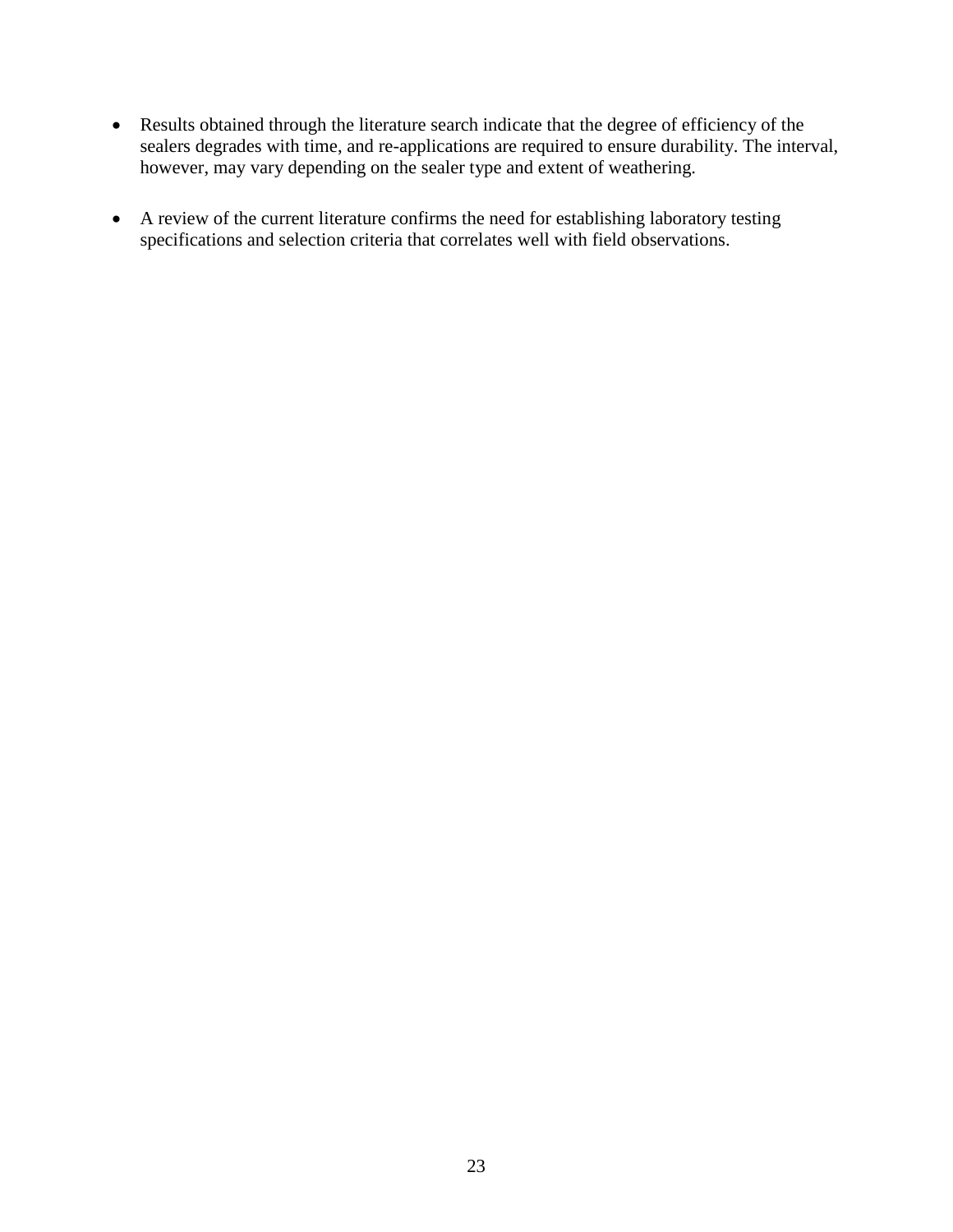- Results obtained through the literature search indicate that the degree of efficiency of the sealers degrades with time, and re-applications are required to ensure durability. The interval, however, may vary depending on the sealer type and extent of weathering.

- A review of the current literature confirms the need for establishing laboratory testing specifications and selection criteria that correlates well with field observations.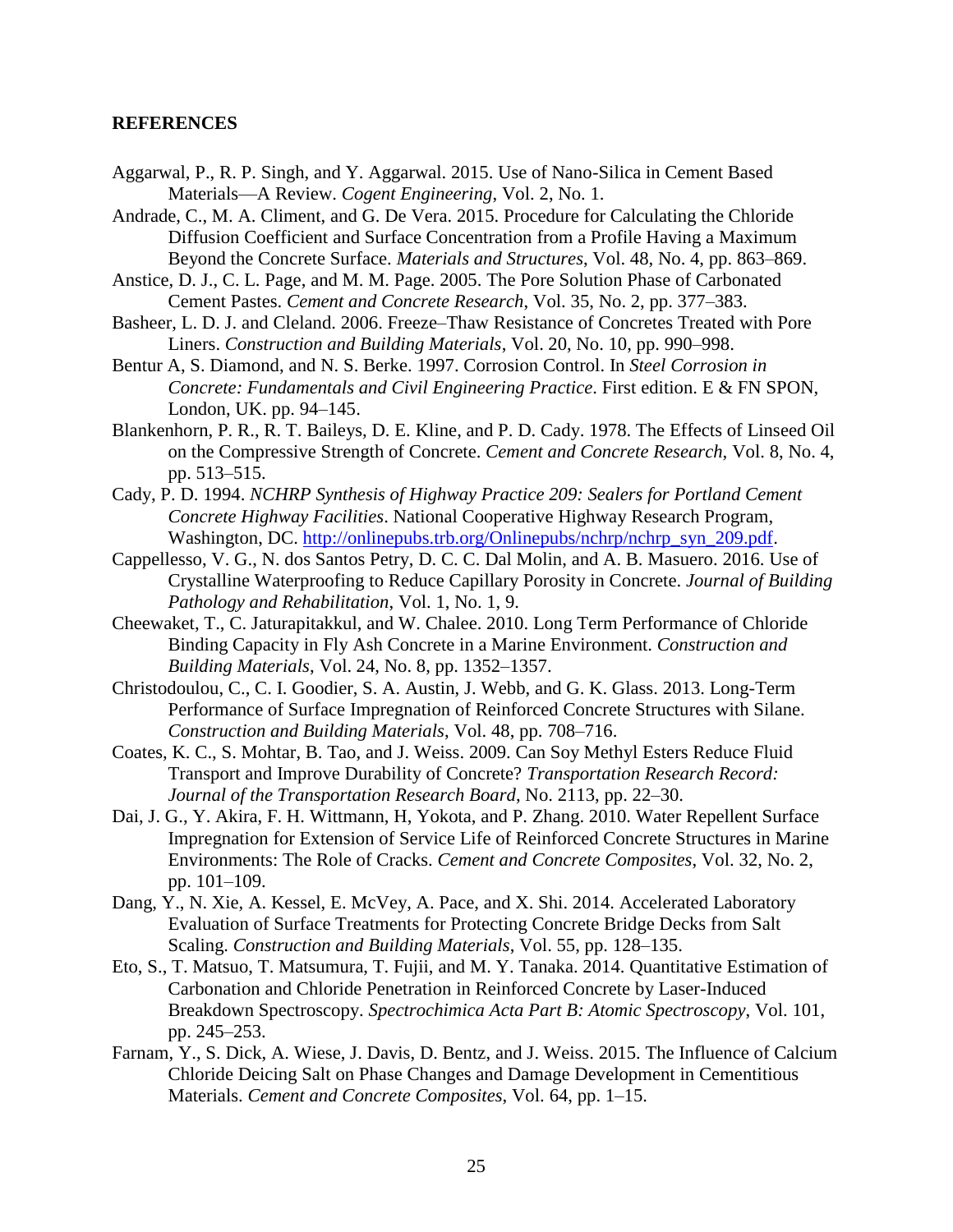## REFERENCES

Aggarwal, P., R. P. Singh, and Y. Aggarwal. 2015. Use of Nano-Silica in Cement Based Materials—A Review. *Cogent Engineering*, Vol. 2, No. 1.

Andrade, C., M. A. Climent, and G. De Vera. 2015. Procedure for Calculating the Chloride Diffusion Coefficient and Surface Concentration from a Profile Having a Maximum Beyond the Concrete Surface. *Materials and Structures*, Vol. 48, No. 4, pp. 863–869.

Anstice, D. J., C. L. Page, and M. M. Page. 2005. The Pore Solution Phase of Carbonated Cement Pastes. *Cement and Concrete Research*, Vol. 35, No. 2, pp. 377–383.

Basheer, L. D. J. and Cleland. 2006. Freeze–Thaw Resistance of Concretes Treated with Pore Liners. *Construction and Building Materials*, Vol. 20, No. 10, pp. 990–998.

Bentur A, S. Diamond, and N. S. Berke. 1997. Corrosion Control. In *Steel Corrosion in Concrete: Fundamentals and Civil Engineering Practice*. First edition. E & FN SPON, London, UK. pp. 94–145.

Blankenhorn, P. R., R. T. Baileys, D. E. Kline, and P. D. Cady. 1978. The Effects of Linseed Oil on the Compressive Strength of Concrete. *Cement and Concrete Research*, Vol. 8, No. 4, pp. 513–515.

Cady, P. D. 1994. *NCHRP Synthesis of Highway Practice 209: Sealers for Portland Cement Concrete Highway Facilities*. National Cooperative Highway Research Program, Washington, DC. http://onlinepubs.trb.org/Onlinepubs/nchrp/nchrp_syn_209.pdf.

Cappellesso, V. G., N. dos Santos Petry, D. C. C. Dal Molin, and A. B. Masuero. 2016. Use of Crystalline Waterproofing to Reduce Capillary Porosity in Concrete. *Journal of Building Pathology and Rehabilitation*, Vol. 1, No. 1, 9.

Cheewaket, T., C. Jaturapitakkul, and W. Chalee. 2010. Long Term Performance of Chloride Binding Capacity in Fly Ash Concrete in a Marine Environment. *Construction and Building Materials*, Vol. 24, No. 8, pp. 1352–1357.

Christodoulou, C., C. I. Goodier, S. A. Austin, J. Webb, and G. K. Glass. 2013. Long-Term Performance of Surface Impregnation of Reinforced Concrete Structures with Silane. *Construction and Building Materials*, Vol. 48, pp. 708–716.

Coates, K. C., S. Mohtar, B. Tao, and J. Weiss. 2009. Can Soy Methyl Esters Reduce Fluid Transport and Improve Durability of Concrete? *Transportation Research Record: Journal of the Transportation Research Board*, No. 2113, pp. 22–30.

Dai, J. G., Y. Akira, F. H. Wittmann, H, Yokota, and P. Zhang. 2010. Water Repellent Surface Impregnation for Extension of Service Life of Reinforced Concrete Structures in Marine Environments: The Role of Cracks. *Cement and Concrete Composites*, Vol. 32, No. 2, pp. 101–109.

Dang, Y., N. Xie, A. Kessel, E. McVey, A. Pace, and X. Shi. 2014. Accelerated Laboratory Evaluation of Surface Treatments for Protecting Concrete Bridge Decks from Salt Scaling. *Construction and Building Materials*, Vol. 55, pp. 128–135.

Eto, S., T. Matsuo, T. Matsumura, T. Fujii, and M. Y. Tanaka. 2014. Quantitative Estimation of Carbonation and Chloride Penetration in Reinforced Concrete by Laser-Induced Breakdown Spectroscopy. *Spectrochimica Acta Part B: Atomic Spectroscopy*, Vol. 101, pp. 245–253.

Farnam, Y., S. Dick, A. Wiese, J. Davis, D. Bentz, and J. Weiss. 2015. The Influence of Calcium Chloride Deicing Salt on Phase Changes and Damage Development in Cementitious Materials. *Cement and Concrete Composites*, Vol. 64, pp. 1–15.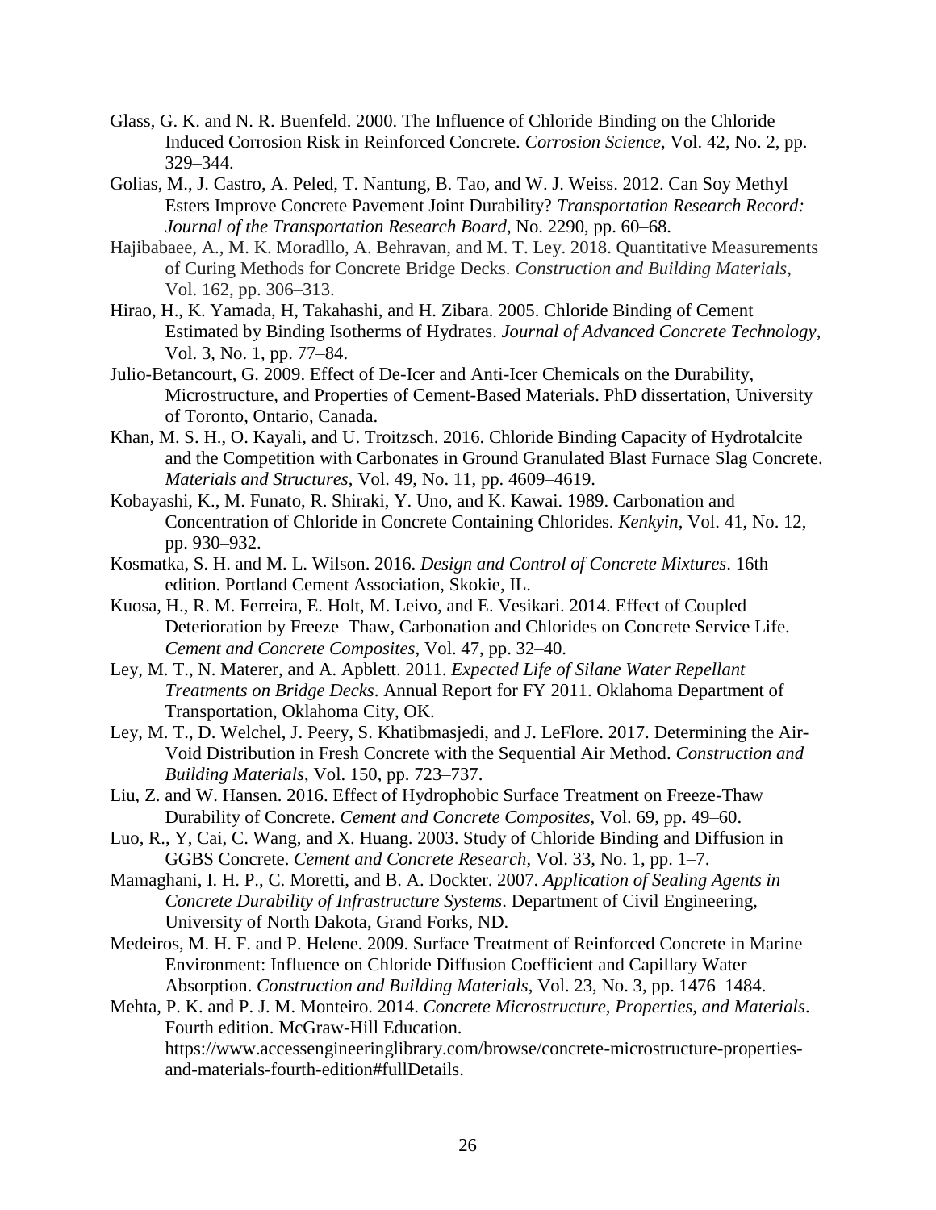Glass, G. K. and N. R. Buenfeld. 2000. The Influence of Chloride Binding on the Chloride Induced Corrosion Risk in Reinforced Concrete. *Corrosion Science*, Vol. 42, No. 2, pp. 329–344.

Golias, M., J. Castro, A. Peled, T. Nantung, B. Tao, and W. J. Weiss. 2012. Can Soy Methyl Esters Improve Concrete Pavement Joint Durability? *Transportation Research Record: Journal of the Transportation Research Board*, No. 2290, pp. 60–68.

Hajibabaee, A., M. K. Moradllo, A. Behravan, and M. T. Ley. 2018. Quantitative Measurements of Curing Methods for Concrete Bridge Decks. *Construction and Building Materials*, Vol. 162, pp. 306–313.

Hirao, H., K. Yamada, H, Takahashi, and H. Zibara. 2005. Chloride Binding of Cement Estimated by Binding Isotherms of Hydrates. *Journal of Advanced Concrete Technology*, Vol. 3, No. 1, pp. 77–84.

Julio-Betancourt, G. 2009. Effect of De-Icer and Anti-Icer Chemicals on the Durability, Microstructure, and Properties of Cement-Based Materials. PhD dissertation, University of Toronto, Ontario, Canada.

Khan, M. S. H., O. Kayali, and U. Troitzsch. 2016. Chloride Binding Capacity of Hydrotalcite and the Competition with Carbonates in Ground Granulated Blast Furnace Slag Concrete. *Materials and Structures*, Vol. 49, No. 11, pp. 4609–4619.

Kobayashi, K., M. Funato, R. Shiraki, Y. Uno, and K. Kawai. 1989. Carbonation and Concentration of Chloride in Concrete Containing Chlorides. *Kenkyin*, Vol. 41, No. 12, pp. 930–932.

Kosmatka, S. H. and M. L. Wilson. 2016. *Design and Control of Concrete Mixtures*. 16th edition. Portland Cement Association, Skokie, IL.

Kuosa, H., R. M. Ferreira, E. Holt, M. Leivo, and E. Vesikari. 2014. Effect of Coupled Deterioration by Freeze–Thaw, Carbonation and Chlorides on Concrete Service Life. *Cement and Concrete Composites*, Vol. 47, pp. 32–40.

Ley, M. T., N. Materer, and A. Apblett. 2011. *Expected Life of Silane Water Repellant Treatments on Bridge Decks*. Annual Report for FY 2011. Oklahoma Department of Transportation, Oklahoma City, OK.

Ley, M. T., D. Welchel, J. Peery, S. Khatibmasjedi, and J. LeFlore. 2017. Determining the Air-Void Distribution in Fresh Concrete with the Sequential Air Method. *Construction and Building Materials*, Vol. 150, pp. 723–737.

Liu, Z. and W. Hansen. 2016. Effect of Hydrophobic Surface Treatment on Freeze-Thaw Durability of Concrete. *Cement and Concrete Composites*, Vol. 69, pp. 49–60.

Luo, R., Y, Cai, C. Wang, and X. Huang. 2003. Study of Chloride Binding and Diffusion in GGBS Concrete. *Cement and Concrete Research*, Vol. 33, No. 1, pp. 1–7.

Mamaghani, I. H. P., C. Moretti, and B. A. Dockter. 2007. *Application of Sealing Agents in Concrete Durability of Infrastructure Systems*. Department of Civil Engineering, University of North Dakota, Grand Forks, ND.

Medeiros, M. H. F. and P. Helene. 2009. Surface Treatment of Reinforced Concrete in Marine Environment: Influence on Chloride Diffusion Coefficient and Capillary Water Absorption. *Construction and Building Materials*, Vol. 23, No. 3, pp. 1476–1484.

Mehta, P. K. and P. J. M. Monteiro. 2014. *Concrete Microstructure, Properties, and Materials*. Fourth edition. McGraw-Hill Education. https://www.accessengineeringlibrary.com/browse/concrete-microstructure-properties-and-materials-fourth-edition#fullDetails.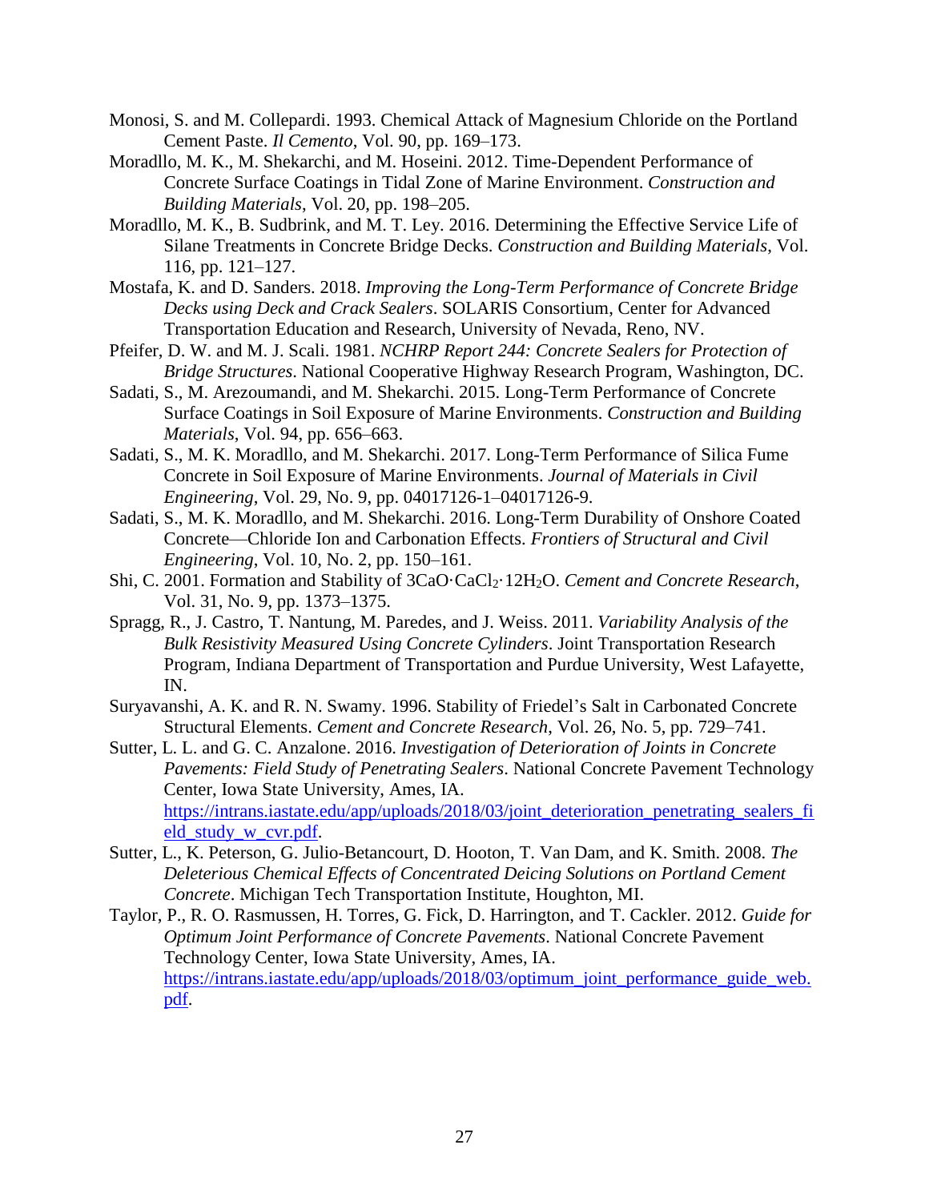Monosi, S. and M. Collepardi. 1993. Chemical Attack of Magnesium Chloride on the Portland Cement Paste. *Il Cemento*, Vol. 90, pp. 169–173.

Moradllo, M. K., M. Shekarchi, and M. Hoseini. 2012. Time-Dependent Performance of Concrete Surface Coatings in Tidal Zone of Marine Environment. *Construction and Building Materials*, Vol. 20, pp. 198–205.

Moradllo, M. K., B. Sudbrink, and M. T. Ley. 2016. Determining the Effective Service Life of Silane Treatments in Concrete Bridge Decks. *Construction and Building Materials*, Vol. 116, pp. 121–127.

Mostafa, K. and D. Sanders. 2018. *Improving the Long-Term Performance of Concrete Bridge Decks using Deck and Crack Sealers*. SOLARIS Consortium, Center for Advanced Transportation Education and Research, University of Nevada, Reno, NV.

Pfeifer, D. W. and M. J. Scali. 1981. *NCHRP Report 244: Concrete Sealers for Protection of Bridge Structures*. National Cooperative Highway Research Program, Washington, DC.

Sadati, S., M. Arezoumandi, and M. Shekarchi. 2015. Long-Term Performance of Concrete Surface Coatings in Soil Exposure of Marine Environments. *Construction and Building Materials*, Vol. 94, pp. 656–663.

Sadati, S., M. K. Moradllo, and M. Shekarchi. 2017. Long-Term Performance of Silica Fume Concrete in Soil Exposure of Marine Environments. *Journal of Materials in Civil Engineering*, Vol. 29, No. 9, pp. 04017126-1–04017126-9.

Sadati, S., M. K. Moradllo, and M. Shekarchi. 2016. Long-Term Durability of Onshore Coated Concrete—Chloride Ion and Carbonation Effects. *Frontiers of Structural and Civil Engineering*, Vol. 10, No. 2, pp. 150–161.

Shi, C. 2001. Formation and Stability of $3CaO{\cdot}CaCl_2{\cdot}12H_2O$. *Cement and Concrete Research*, Vol. 31, No. 9, pp. 1373–1375.

Spragg, R., J. Castro, T. Nantung, M. Paredes, and J. Weiss. 2011. *Variability Analysis of the Bulk Resistivity Measured Using Concrete Cylinders*. Joint Transportation Research Program, Indiana Department of Transportation and Purdue University, West Lafayette, IN.

Suryavanshi, A. K. and R. N. Swamy. 1996. Stability of Friedel's Salt in Carbonated Concrete Structural Elements. *Cement and Concrete Research*, Vol. 26, No. 5, pp. 729–741.

Sutter, L. L. and G. C. Anzalone. 2016. *Investigation of Deterioration of Joints in Concrete Pavements: Field Study of Penetrating Sealers*. National Concrete Pavement Technology Center, Iowa State University, Ames, IA. https://intrans.iastate.edu/app/uploads/2018/03/joint_deterioration_penetrating_sealers_field_study_w_cvr.pdf.

Sutter, L., K. Peterson, G. Julio-Betancourt, D. Hooton, T. Van Dam, and K. Smith. 2008. *The Deleterious Chemical Effects of Concentrated Deicing Solutions on Portland Cement Concrete*. Michigan Tech Transportation Institute, Houghton, MI.

Taylor, P., R. O. Rasmussen, H. Torres, G. Fick, D. Harrington, and T. Cackler. 2012. *Guide for Optimum Joint Performance of Concrete Pavements*. National Concrete Pavement Technology Center, Iowa State University, Ames, IA. https://intrans.iastate.edu/app/uploads/2018/03/optimum_joint_performance_guide_web.pdf.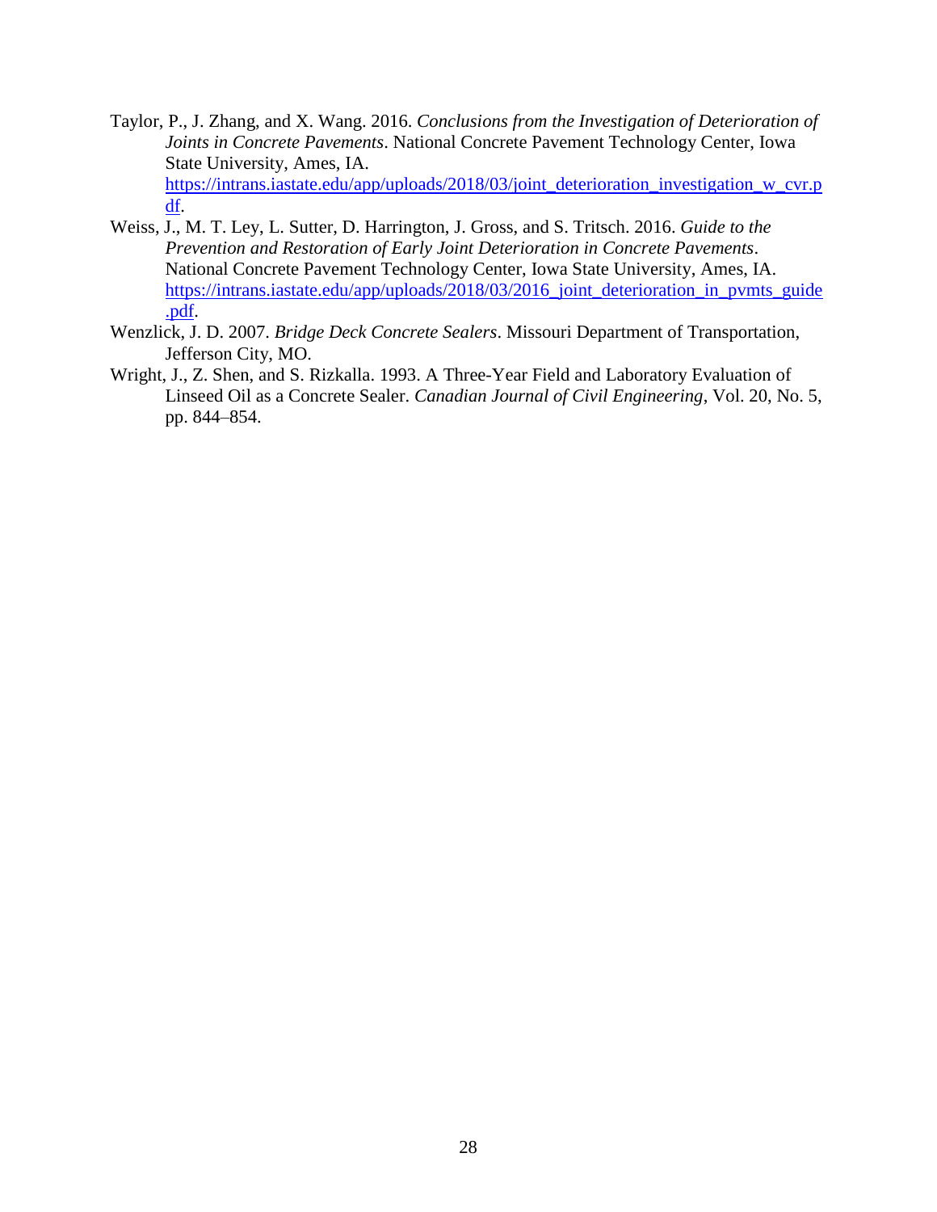Taylor, P., J. Zhang, and X. Wang. 2016. *Conclusions from the Investigation of Deterioration of Joints in Concrete Pavements*. National Concrete Pavement Technology Center, Iowa State University, Ames, IA. https://intrans.iastate.edu/app/uploads/2018/03/joint_deterioration_investigation_w_cvr.pdf.

Weiss, J., M. T. Ley, L. Sutter, D. Harrington, J. Gross, and S. Tritsch. 2016. *Guide to the Prevention and Restoration of Early Joint Deterioration in Concrete Pavements*. National Concrete Pavement Technology Center, Iowa State University, Ames, IA. https://intrans.iastate.edu/app/uploads/2018/03/2016_joint_deterioration_in_pvmts_guide.pdf.

Wenzlick, J. D. 2007. *Bridge Deck Concrete Sealers*. Missouri Department of Transportation, Jefferson City, MO.

Wright, J., Z. Shen, and S. Rizkalla. 1993. A Three-Year Field and Laboratory Evaluation of Linseed Oil as a Concrete Sealer. *Canadian Journal of Civil Engineering*, Vol. 20, No. 5, pp. 844–854.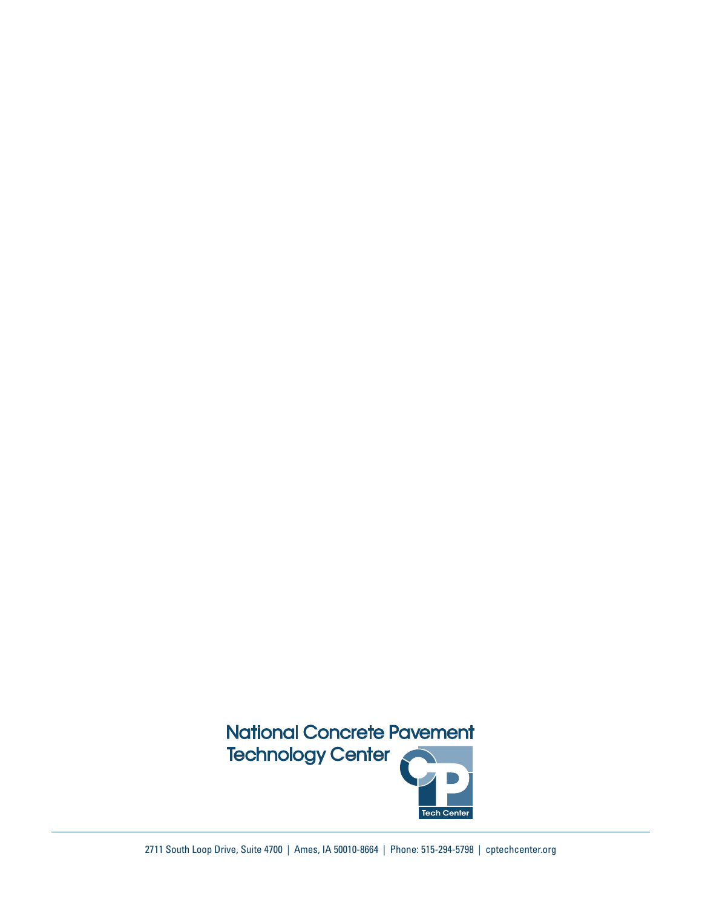National Concrete Pavement Technology Center

Tech Center

2711 South Loop Drive, Suite 4700 | Ames, IA 50010-8664 | Phone: 515-294-5798 | cptechcenter.org